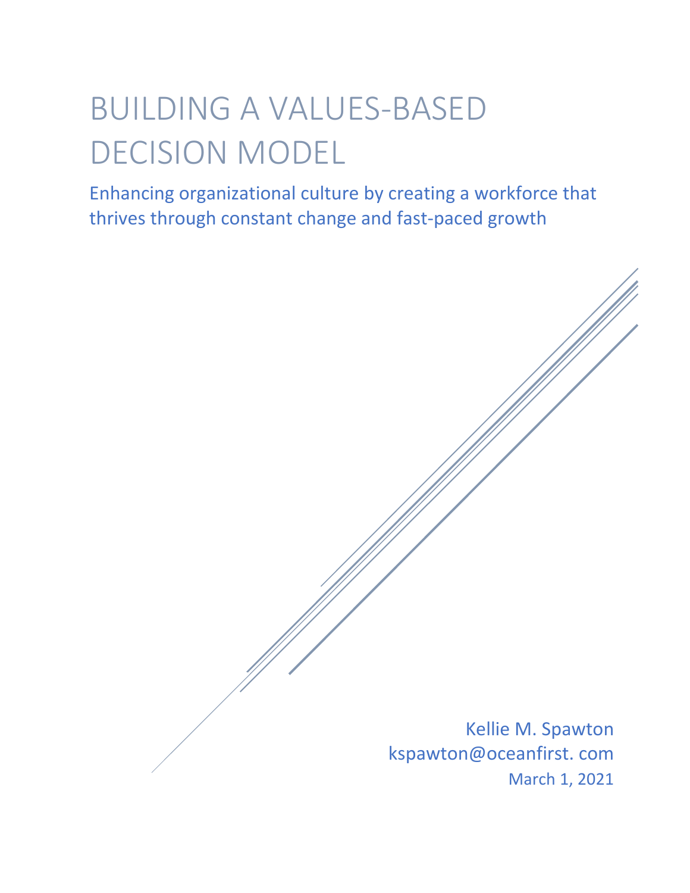# BUILDING A VALUES-BASED DECISION MODEL

Enhancing organizational culture by creating a workforce that thrives through constant change and fast-paced growth

Kellie M. Spawton
kspawton@oceanfirst. com
March 1, 2021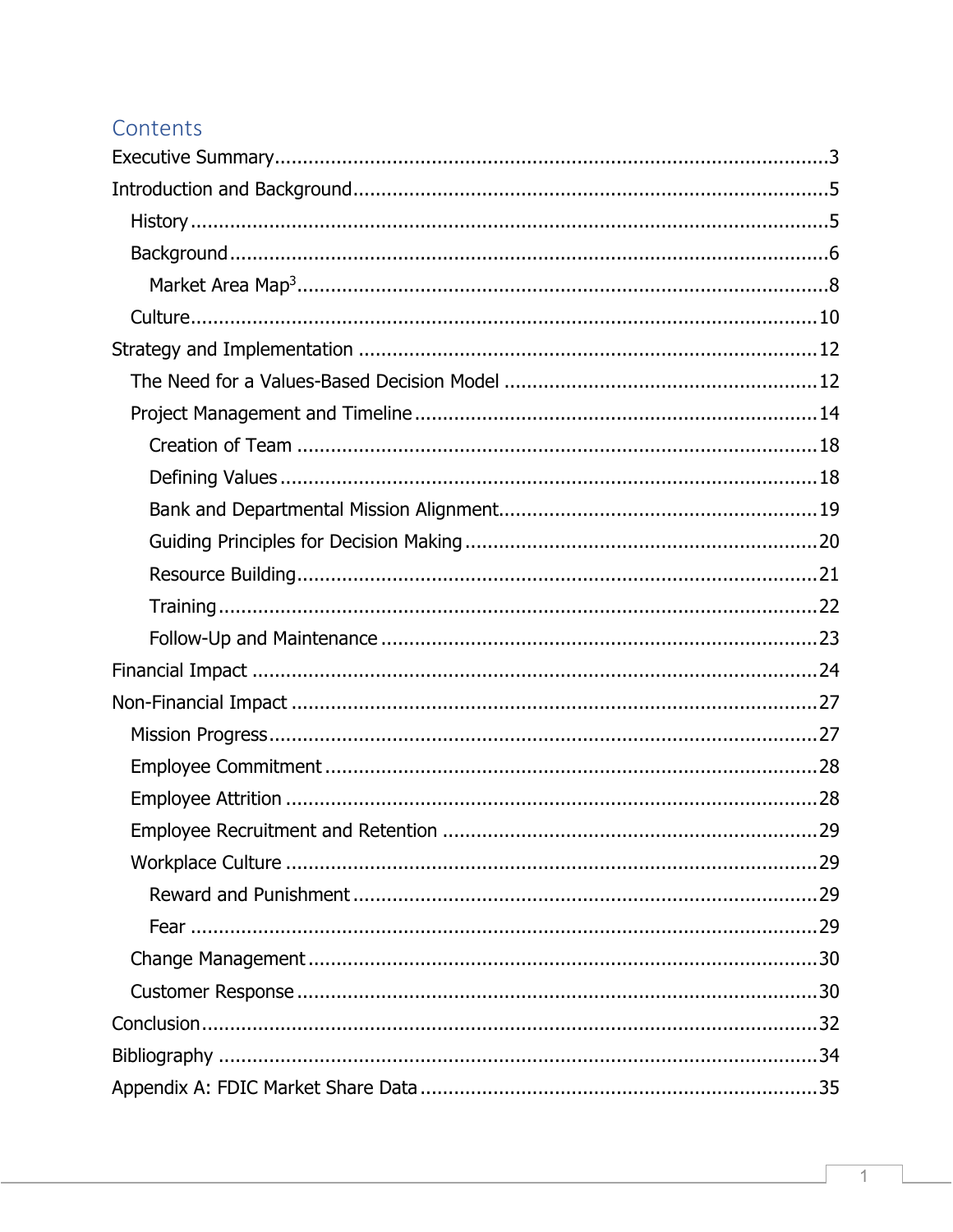## Contents

- Executive Summary ..... 3
- Introduction and Background ..... 5
  - History ..... 5
  - Background ..... 6
    - Market Area Map[3] ..... 8
  - Culture ..... 10
- Strategy and Implementation ..... 12
  - The Need for a Values-Based Decision Model ..... 12
  - Project Management and Timeline ..... 14
    - Creation of Team ..... 18
    - Defining Values ..... 18
    - Bank and Departmental Mission Alignment ..... 19
    - Guiding Principles for Decision Making ..... 20
    - Resource Building ..... 21
    - Training ..... 22
    - Follow-Up and Maintenance ..... 23
- Financial Impact ..... 24
- Non-Financial Impact ..... 27
  - Mission Progress ..... 27
  - Employee Commitment ..... 28
  - Employee Attrition ..... 28
  - Employee Recruitment and Retention ..... 29
  - Workplace Culture ..... 29
    - Reward and Punishment ..... 29
    - Fear ..... 29
  - Change Management ..... 30
  - Customer Response ..... 30
- Conclusion ..... 32
- Bibliography ..... 34
- Appendix A: FDIC Market Share Data ..... 35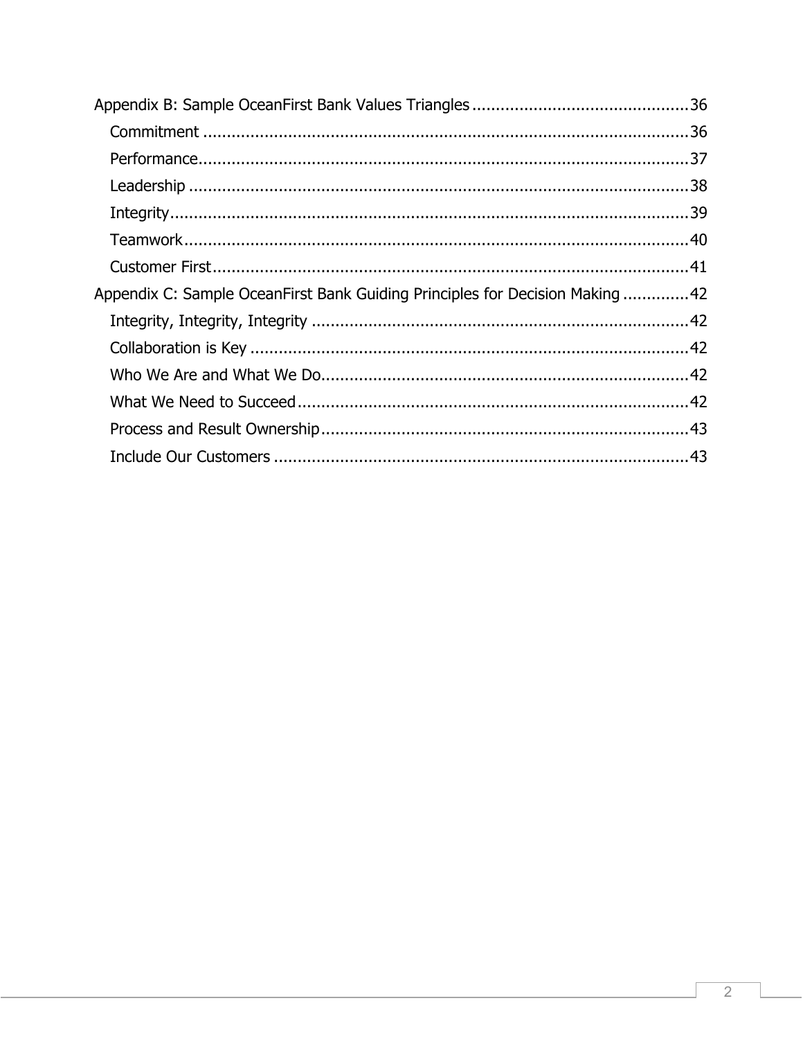Appendix B: Sample OceanFirst Bank Values Triangles .............................................36
- Commitment .......................................................................................................36
- Performance........................................................................................................37
- Leadership ..........................................................................................................38
- Integrity...............................................................................................................39
- Teamwork............................................................................................................40
- Customer First.....................................................................................................41

Appendix C: Sample OceanFirst Bank Guiding Principles for Decision Making ..............42
- Integrity, Integrity, Integrity ................................................................................42
- Collaboration is Key ............................................................................................42
- Who We Are and What We Do..............................................................................42
- What We Need to Succeed...................................................................................42
- Process and Result Ownership..............................................................................43
- Include Our Customers ........................................................................................43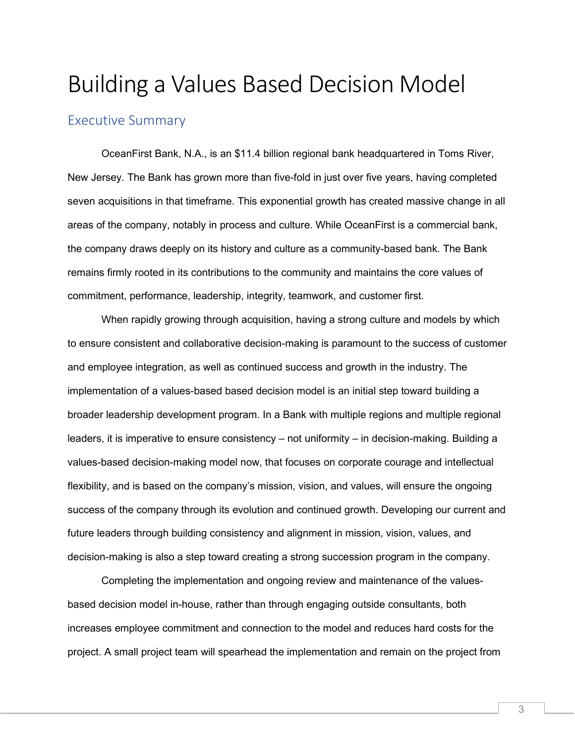# Building a Values Based Decision Model

## Executive Summary

OceanFirst Bank, N.A., is an $11.4 billion regional bank headquartered in Toms River, New Jersey. The Bank has grown more than five-fold in just over five years, having completed seven acquisitions in that timeframe. This exponential growth has created massive change in all areas of the company, notably in process and culture. While OceanFirst is a commercial bank, the company draws deeply on its history and culture as a community-based bank. The Bank remains firmly rooted in its contributions to the community and maintains the core values of commitment, performance, leadership, integrity, teamwork, and customer first.

When rapidly growing through acquisition, having a strong culture and models by which to ensure consistent and collaborative decision-making is paramount to the success of customer and employee integration, as well as continued success and growth in the industry. The implementation of a values-based based decision model is an initial step toward building a broader leadership development program. In a Bank with multiple regions and multiple regional leaders, it is imperative to ensure consistency – not uniformity – in decision-making. Building a values-based decision-making model now, that focuses on corporate courage and intellectual flexibility, and is based on the company's mission, vision, and values, will ensure the ongoing success of the company through its evolution and continued growth. Developing our current and future leaders through building consistency and alignment in mission, vision, values, and decision-making is also a step toward creating a strong succession program in the company.

Completing the implementation and ongoing review and maintenance of the values-based decision model in-house, rather than through engaging outside consultants, both increases employee commitment and connection to the model and reduces hard costs for the project. A small project team will spearhead the implementation and remain on the project from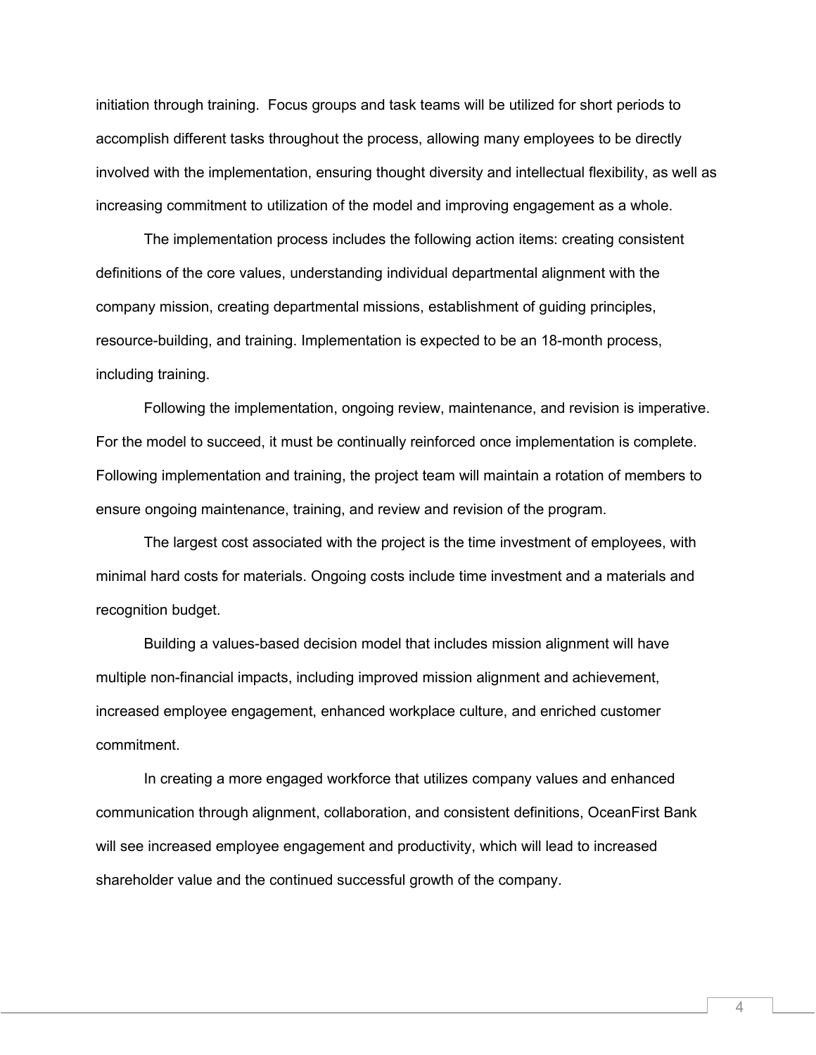initiation through training. Focus groups and task teams will be utilized for short periods to accomplish different tasks throughout the process, allowing many employees to be directly involved with the implementation, ensuring thought diversity and intellectual flexibility, as well as increasing commitment to utilization of the model and improving engagement as a whole.

The implementation process includes the following action items: creating consistent definitions of the core values, understanding individual departmental alignment with the company mission, creating departmental missions, establishment of guiding principles, resource-building, and training. Implementation is expected to be an 18-month process, including training.

Following the implementation, ongoing review, maintenance, and revision is imperative. For the model to succeed, it must be continually reinforced once implementation is complete. Following implementation and training, the project team will maintain a rotation of members to ensure ongoing maintenance, training, and review and revision of the program.

The largest cost associated with the project is the time investment of employees, with minimal hard costs for materials. Ongoing costs include time investment and a materials and recognition budget.

Building a values-based decision model that includes mission alignment will have multiple non-financial impacts, including improved mission alignment and achievement, increased employee engagement, enhanced workplace culture, and enriched customer commitment.

In creating a more engaged workforce that utilizes company values and enhanced communication through alignment, collaboration, and consistent definitions, OceanFirst Bank will see increased employee engagement and productivity, which will lead to increased shareholder value and the continued successful growth of the company.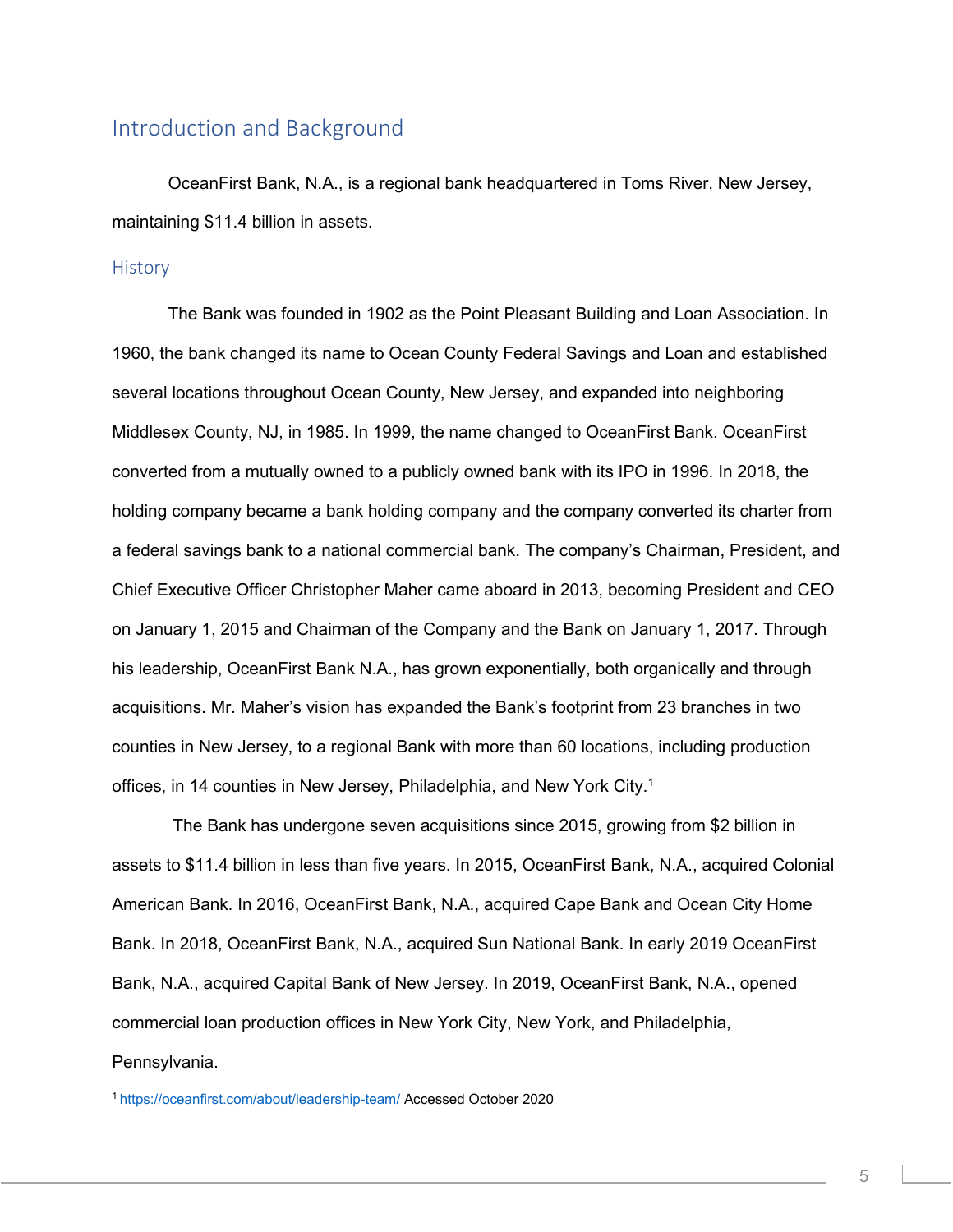## Introduction and Background

OceanFirst Bank, N.A., is a regional bank headquartered in Toms River, New Jersey, maintaining $11.4 billion in assets.

### History

The Bank was founded in 1902 as the Point Pleasant Building and Loan Association. In 1960, the bank changed its name to Ocean County Federal Savings and Loan and established several locations throughout Ocean County, New Jersey, and expanded into neighboring Middlesex County, NJ, in 1985. In 1999, the name changed to OceanFirst Bank. OceanFirst converted from a mutually owned to a publicly owned bank with its IPO in 1996. In 2018, the holding company became a bank holding company and the company converted its charter from a federal savings bank to a national commercial bank. The company's Chairman, President, and Chief Executive Officer Christopher Maher came aboard in 2013, becoming President and CEO on January 1, 2015 and Chairman of the Company and the Bank on January 1, 2017. Through his leadership, OceanFirst Bank N.A., has grown exponentially, both organically and through acquisitions. Mr. Maher's vision has expanded the Bank's footprint from 23 branches in two counties in New Jersey, to a regional Bank with more than 60 locations, including production offices, in 14 counties in New Jersey, Philadelphia, and New York City.[1]

The Bank has undergone seven acquisitions since 2015, growing from $2 billion in assets to $11.4 billion in less than five years. In 2015, OceanFirst Bank, N.A., acquired Colonial American Bank. In 2016, OceanFirst Bank, N.A., acquired Cape Bank and Ocean City Home Bank. In 2018, OceanFirst Bank, N.A., acquired Sun National Bank. In early 2019 OceanFirst Bank, N.A., acquired Capital Bank of New Jersey. In 2019, OceanFirst Bank, N.A., opened commercial loan production offices in New York City, New York, and Philadelphia, Pennsylvania.

[1] https://oceanfirst.com/about/leadership-team/ Accessed October 2020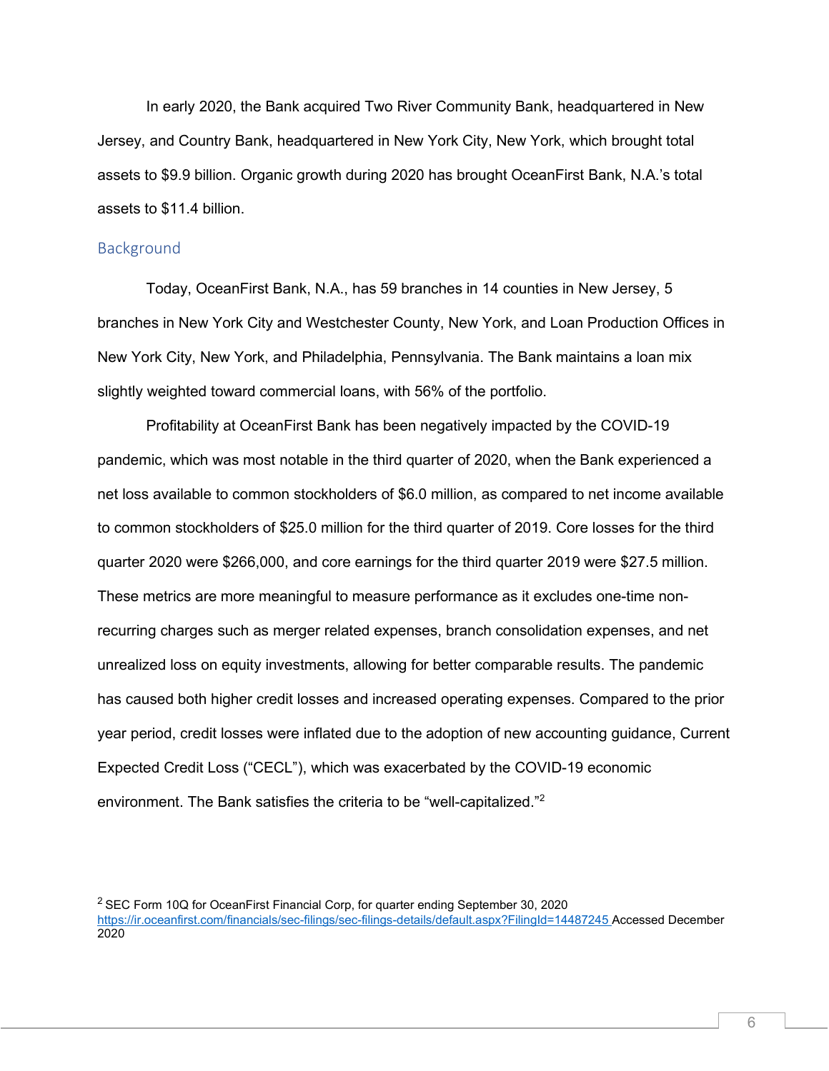In early 2020, the Bank acquired Two River Community Bank, headquartered in New Jersey, and Country Bank, headquartered in New York City, New York, which brought total assets to $9.9 billion. Organic growth during 2020 has brought OceanFirst Bank, N.A.'s total assets to $11.4 billion.

## Background

Today, OceanFirst Bank, N.A., has 59 branches in 14 counties in New Jersey, 5 branches in New York City and Westchester County, New York, and Loan Production Offices in New York City, New York, and Philadelphia, Pennsylvania. The Bank maintains a loan mix slightly weighted toward commercial loans, with 56% of the portfolio.

Profitability at OceanFirst Bank has been negatively impacted by the COVID-19 pandemic, which was most notable in the third quarter of 2020, when the Bank experienced a net loss available to common stockholders of $6.0 million, as compared to net income available to common stockholders of $25.0 million for the third quarter of 2019. Core losses for the third quarter 2020 were $266,000, and core earnings for the third quarter 2019 were $27.5 million. These metrics are more meaningful to measure performance as it excludes one-time non-recurring charges such as merger related expenses, branch consolidation expenses, and net unrealized loss on equity investments, allowing for better comparable results. The pandemic has caused both higher credit losses and increased operating expenses. Compared to the prior year period, credit losses were inflated due to the adoption of new accounting guidance, Current Expected Credit Loss ("CECL"), which was exacerbated by the COVID-19 economic environment. The Bank satisfies the criteria to be "well-capitalized."[2]

[2] SEC Form 10Q for OceanFirst Financial Corp, for quarter ending September 30, 2020 https://ir.oceanfirst.com/financials/sec-filings/sec-filings-details/default.aspx?FilingId=14487245 Accessed December 2020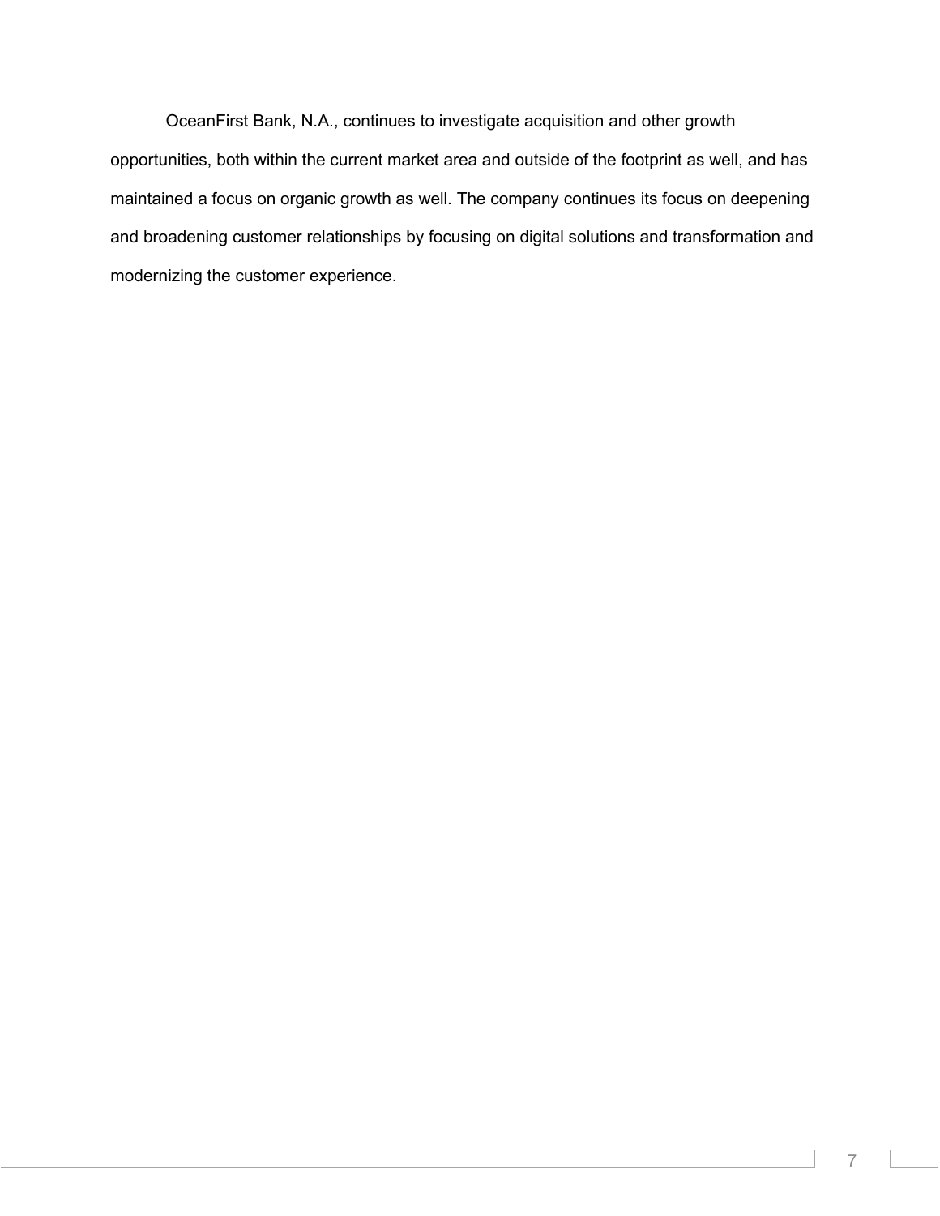OceanFirst Bank, N.A., continues to investigate acquisition and other growth opportunities, both within the current market area and outside of the footprint as well, and has maintained a focus on organic growth as well. The company continues its focus on deepening and broadening customer relationships by focusing on digital solutions and transformation and modernizing the customer experience.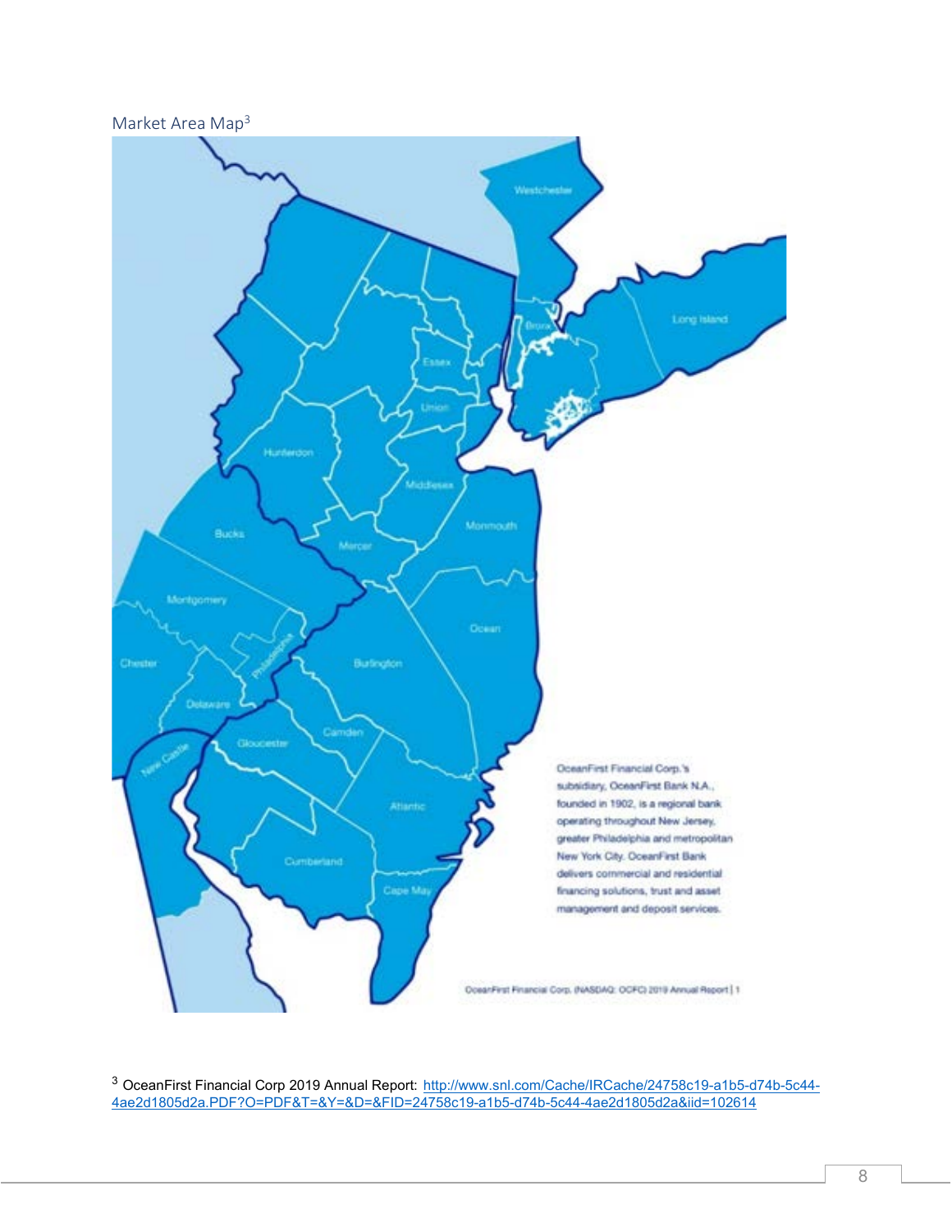Market Area Map[3]

Westchester

Bronx

Long Island

Essex

Union

Hunterdon

Middlesex

Monmouth

Bucks

Mercer

Montgomery

Ocean

Philadelphia

Chester

Burlington

Delaware

Camden

Gloucester

New Castle

Atlantic

Cumberland

Cape May

OceanFirst Financial Corp.'s subsidiary, OceanFirst Bank N.A., founded in 1902, is a regional bank operating throughout New Jersey, greater Philadelphia and metropolitan New York City. OceanFirst Bank delivers commercial and residential financing solutions, trust and asset management and deposit services.

OceanFirst Financial Corp. (NASDAQ: OCFC) 2019 Annual Report | 1

[3] OceanFirst Financial Corp 2019 Annual Report: http://www.snl.com/Cache/IRCache/24758c19-a1b5-d74b-5c44-4ae2d1805d2a.PDF?O=PDF&T=&Y=&D=&FID=24758c19-a1b5-d74b-5c44-4ae2d1805d2a&iid=102614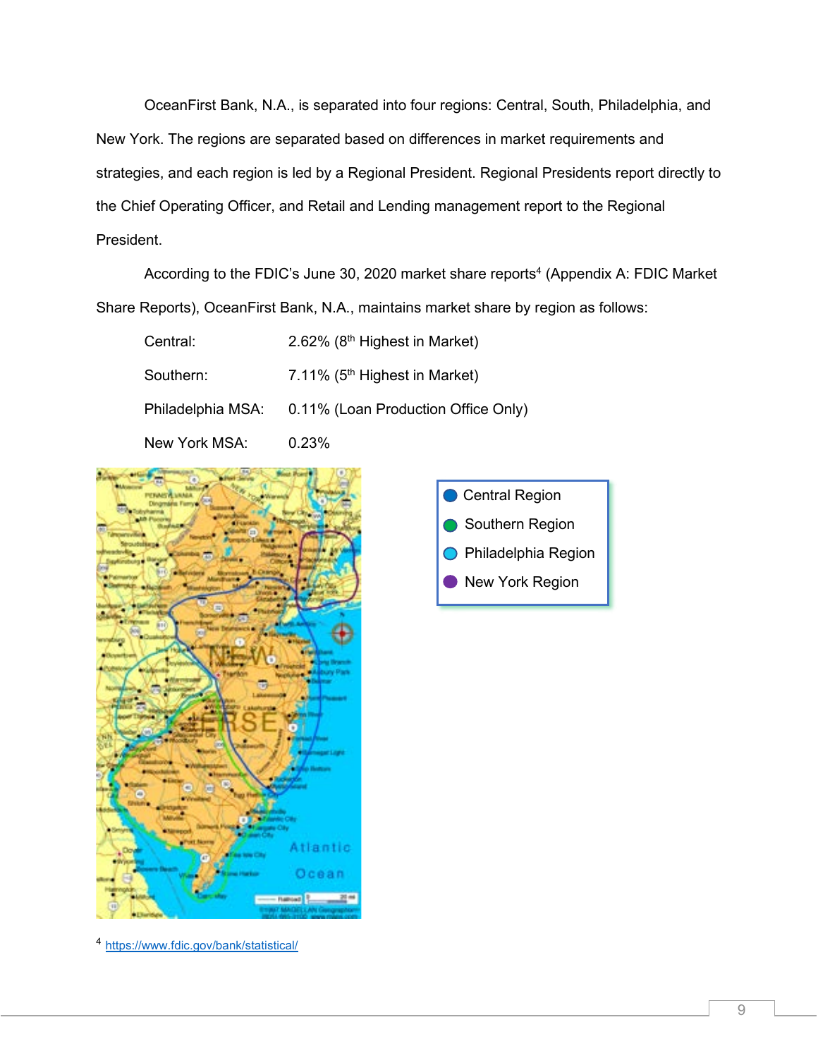OceanFirst Bank, N.A., is separated into four regions: Central, South, Philadelphia, and New York. The regions are separated based on differences in market requirements and strategies, and each region is led by a Regional President. Regional Presidents report directly to the Chief Operating Officer, and Retail and Lending management report to the Regional President.

According to the FDIC's June 30, 2020 market share reports[4] (Appendix A: FDIC Market Share Reports), OceanFirst Bank, N.A., maintains market share by region as follows:

| | |
|---|---|
| Central: | 2.62% (8th Highest in Market) |
| Southern: | 7.11% (5th Highest in Market) |
| Philadelphia MSA: | 0.11% (Loan Production Office Only) |
| New York MSA: | 0.23% |

- Central Region
- Southern Region
- Philadelphia Region
- New York Region

[4] https://www.fdic.gov/bank/statistical/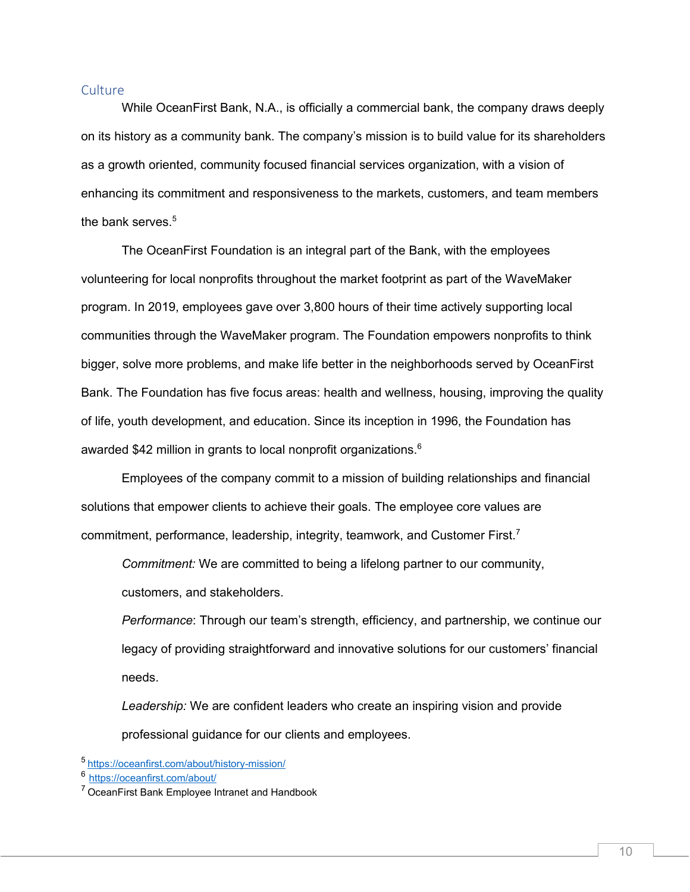## Culture

While OceanFirst Bank, N.A., is officially a commercial bank, the company draws deeply on its history as a community bank. The company's mission is to build value for its shareholders as a growth oriented, community focused financial services organization, with a vision of enhancing its commitment and responsiveness to the markets, customers, and team members the bank serves.[5]

The OceanFirst Foundation is an integral part of the Bank, with the employees volunteering for local nonprofits throughout the market footprint as part of the WaveMaker program. In 2019, employees gave over 3,800 hours of their time actively supporting local communities through the WaveMaker program. The Foundation empowers nonprofits to think bigger, solve more problems, and make life better in the neighborhoods served by OceanFirst Bank. The Foundation has five focus areas: health and wellness, housing, improving the quality of life, youth development, and education. Since its inception in 1996, the Foundation has awarded $42 million in grants to local nonprofit organizations.[6]

Employees of the company commit to a mission of building relationships and financial solutions that empower clients to achieve their goals. The employee core values are commitment, performance, leadership, integrity, teamwork, and Customer First.[7]

> *Commitment:* We are committed to being a lifelong partner to our community, customers, and stakeholders.
>
> *Performance*: Through our team's strength, efficiency, and partnership, we continue our legacy of providing straightforward and innovative solutions for our customers' financial needs.
>
> *Leadership:* We are confident leaders who create an inspiring vision and provide professional guidance for our clients and employees.

[5] https://oceanfirst.com/about/history-mission/

[6] https://oceanfirst.com/about/

[7] OceanFirst Bank Employee Intranet and Handbook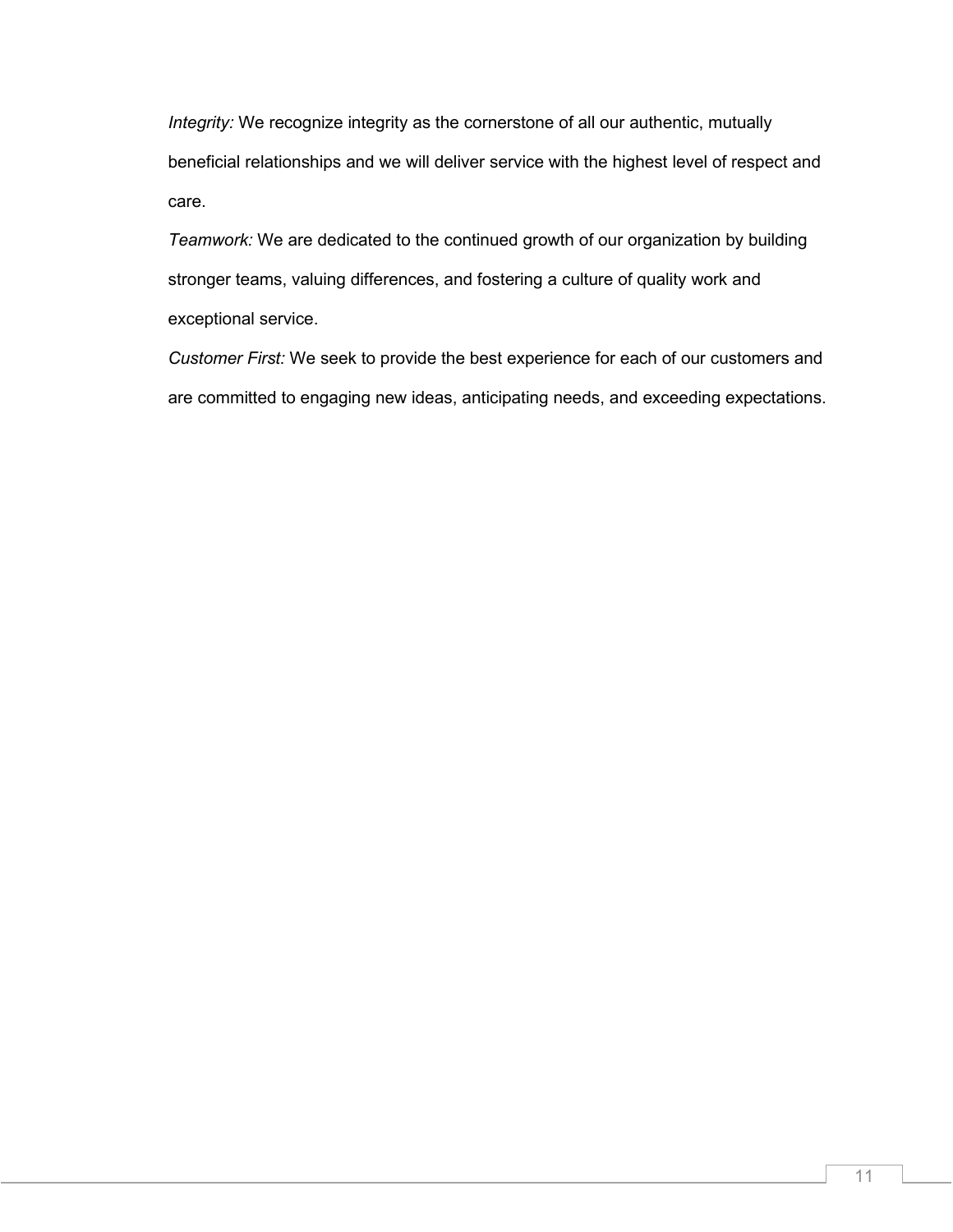*Integrity:* We recognize integrity as the cornerstone of all our authentic, mutually beneficial relationships and we will deliver service with the highest level of respect and care.

*Teamwork:* We are dedicated to the continued growth of our organization by building stronger teams, valuing differences, and fostering a culture of quality work and exceptional service.

*Customer First:* We seek to provide the best experience for each of our customers and are committed to engaging new ideas, anticipating needs, and exceeding expectations.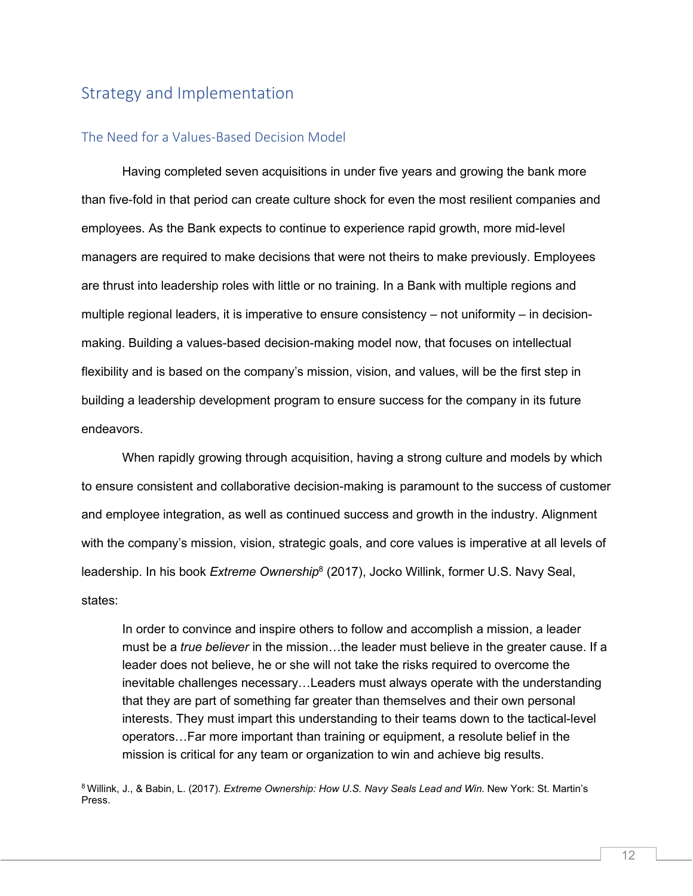# Strategy and Implementation

## The Need for a Values-Based Decision Model

Having completed seven acquisitions in under five years and growing the bank more than five-fold in that period can create culture shock for even the most resilient companies and employees. As the Bank expects to continue to experience rapid growth, more mid-level managers are required to make decisions that were not theirs to make previously. Employees are thrust into leadership roles with little or no training. In a Bank with multiple regions and multiple regional leaders, it is imperative to ensure consistency – not uniformity – in decision-making. Building a values-based decision-making model now, that focuses on intellectual flexibility and is based on the company's mission, vision, and values, will be the first step in building a leadership development program to ensure success for the company in its future endeavors.

When rapidly growing through acquisition, having a strong culture and models by which to ensure consistent and collaborative decision-making is paramount to the success of customer and employee integration, as well as continued success and growth in the industry. Alignment with the company's mission, vision, strategic goals, and core values is imperative at all levels of leadership. In his book *Extreme Ownership*[8] (2017), Jocko Willink, former U.S. Navy Seal, states:

> In order to convince and inspire others to follow and accomplish a mission, a leader must be a *true believer* in the mission…the leader must believe in the greater cause. If a leader does not believe, he or she will not take the risks required to overcome the inevitable challenges necessary…Leaders must always operate with the understanding that they are part of something far greater than themselves and their own personal interests. They must impart this understanding to their teams down to the tactical-level operators…Far more important than training or equipment, a resolute belief in the mission is critical for any team or organization to win and achieve big results.

[8] Willink, J., & Babin, L. (2017). *Extreme Ownership: How U.S. Navy Seals Lead and Win.* New York: St. Martin's Press.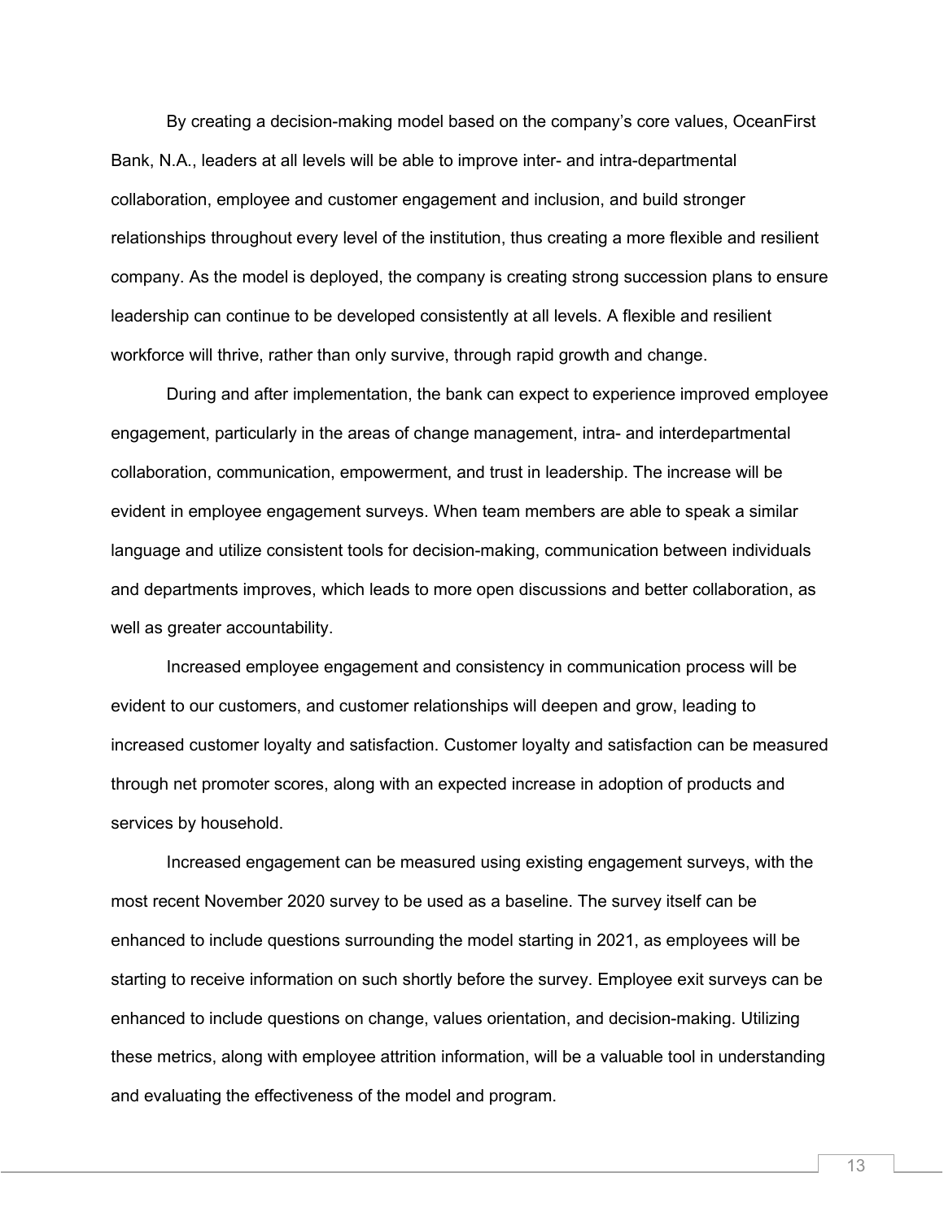By creating a decision-making model based on the company's core values, OceanFirst Bank, N.A., leaders at all levels will be able to improve inter- and intra-departmental collaboration, employee and customer engagement and inclusion, and build stronger relationships throughout every level of the institution, thus creating a more flexible and resilient company. As the model is deployed, the company is creating strong succession plans to ensure leadership can continue to be developed consistently at all levels. A flexible and resilient workforce will thrive, rather than only survive, through rapid growth and change.

During and after implementation, the bank can expect to experience improved employee engagement, particularly in the areas of change management, intra- and interdepartmental collaboration, communication, empowerment, and trust in leadership. The increase will be evident in employee engagement surveys. When team members are able to speak a similar language and utilize consistent tools for decision-making, communication between individuals and departments improves, which leads to more open discussions and better collaboration, as well as greater accountability.

Increased employee engagement and consistency in communication process will be evident to our customers, and customer relationships will deepen and grow, leading to increased customer loyalty and satisfaction. Customer loyalty and satisfaction can be measured through net promoter scores, along with an expected increase in adoption of products and services by household.

Increased engagement can be measured using existing engagement surveys, with the most recent November 2020 survey to be used as a baseline. The survey itself can be enhanced to include questions surrounding the model starting in 2021, as employees will be starting to receive information on such shortly before the survey. Employee exit surveys can be enhanced to include questions on change, values orientation, and decision-making. Utilizing these metrics, along with employee attrition information, will be a valuable tool in understanding and evaluating the effectiveness of the model and program.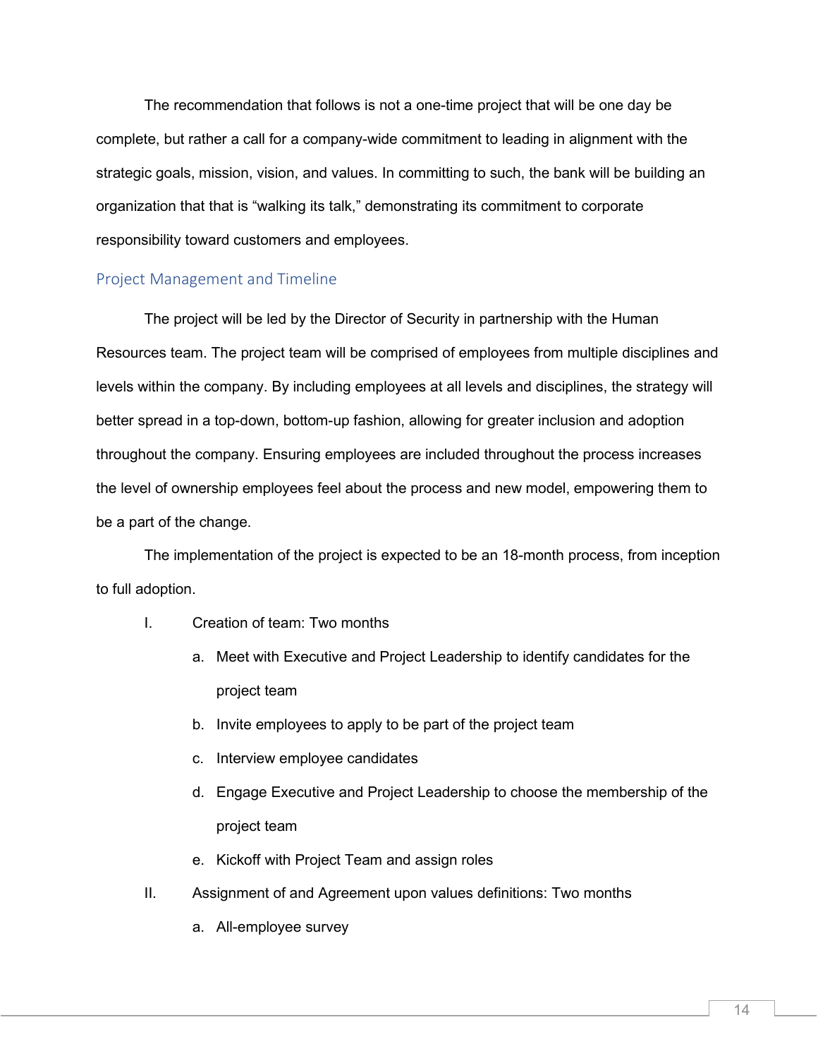The recommendation that follows is not a one-time project that will be one day be complete, but rather a call for a company-wide commitment to leading in alignment with the strategic goals, mission, vision, and values. In committing to such, the bank will be building an organization that that is "walking its talk," demonstrating its commitment to corporate responsibility toward customers and employees.

## Project Management and Timeline

The project will be led by the Director of Security in partnership with the Human Resources team. The project team will be comprised of employees from multiple disciplines and levels within the company. By including employees at all levels and disciplines, the strategy will better spread in a top-down, bottom-up fashion, allowing for greater inclusion and adoption throughout the company. Ensuring employees are included throughout the process increases the level of ownership employees feel about the process and new model, empowering them to be a part of the change.

The implementation of the project is expected to be an 18-month process, from inception to full adoption.

I. Creation of team: Two months
   a. Meet with Executive and Project Leadership to identify candidates for the project team
   b. Invite employees to apply to be part of the project team
   c. Interview employee candidates
   d. Engage Executive and Project Leadership to choose the membership of the project team
   e. Kickoff with Project Team and assign roles

II. Assignment of and Agreement upon values definitions: Two months
   a. All-employee survey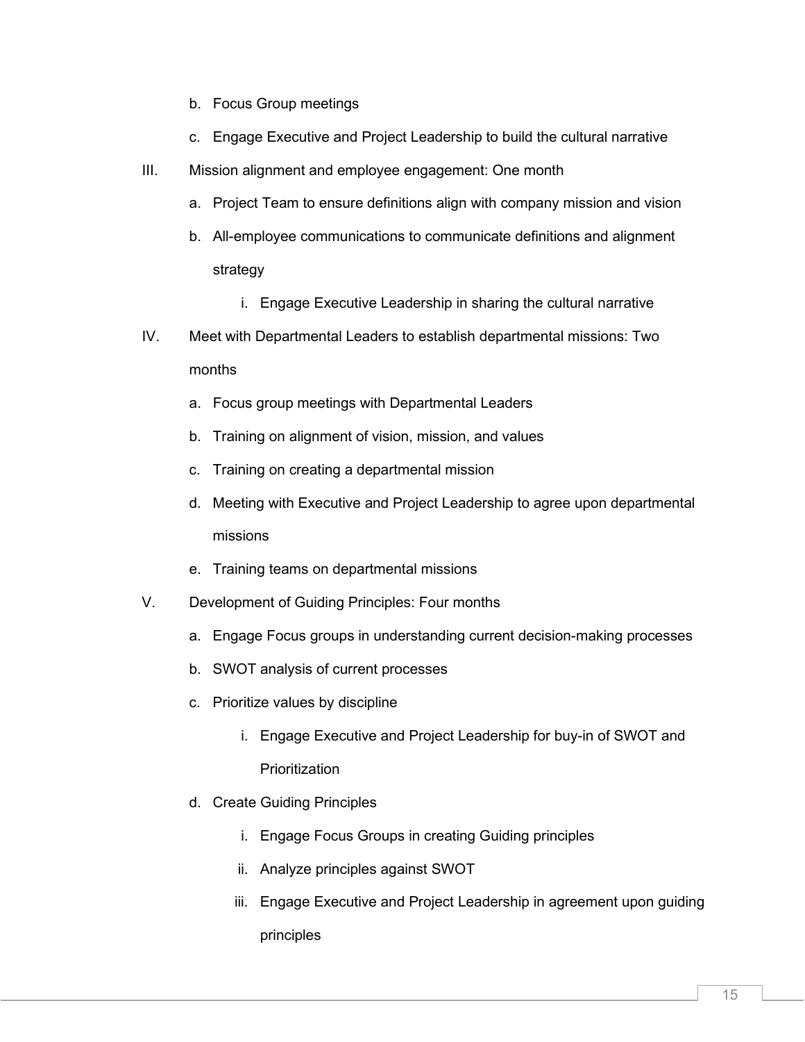b. Focus Group meetings
   c. Engage Executive and Project Leadership to build the cultural narrative

III. Mission alignment and employee engagement: One month
   a. Project Team to ensure definitions align with company mission and vision
   b. All-employee communications to communicate definitions and alignment strategy
      i. Engage Executive Leadership in sharing the cultural narrative

IV. Meet with Departmental Leaders to establish departmental missions: Two months
   a. Focus group meetings with Departmental Leaders
   b. Training on alignment of vision, mission, and values
   c. Training on creating a departmental mission
   d. Meeting with Executive and Project Leadership to agree upon departmental missions
   e. Training teams on departmental missions

V. Development of Guiding Principles: Four months
   a. Engage Focus groups in understanding current decision-making processes
   b. SWOT analysis of current processes
   c. Prioritize values by discipline
      i. Engage Executive and Project Leadership for buy-in of SWOT and Prioritization
   d. Create Guiding Principles
      i. Engage Focus Groups in creating Guiding principles
      ii. Analyze principles against SWOT
      iii. Engage Executive and Project Leadership in agreement upon guiding principles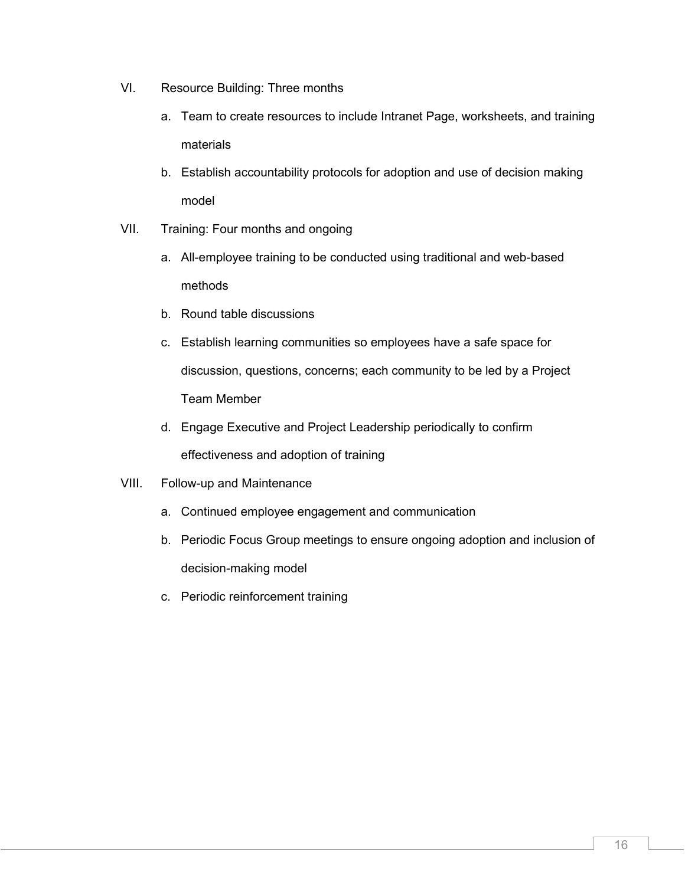VI. Resource Building: Three months

   a. Team to create resources to include Intranet Page, worksheets, and training materials
   b. Establish accountability protocols for adoption and use of decision making model

VII. Training: Four months and ongoing

   a. All-employee training to be conducted using traditional and web-based methods
   b. Round table discussions
   c. Establish learning communities so employees have a safe space for discussion, questions, concerns; each community to be led by a Project Team Member
   d. Engage Executive and Project Leadership periodically to confirm effectiveness and adoption of training

VIII. Follow-up and Maintenance

   a. Continued employee engagement and communication
   b. Periodic Focus Group meetings to ensure ongoing adoption and inclusion of decision-making model
   c. Periodic reinforcement training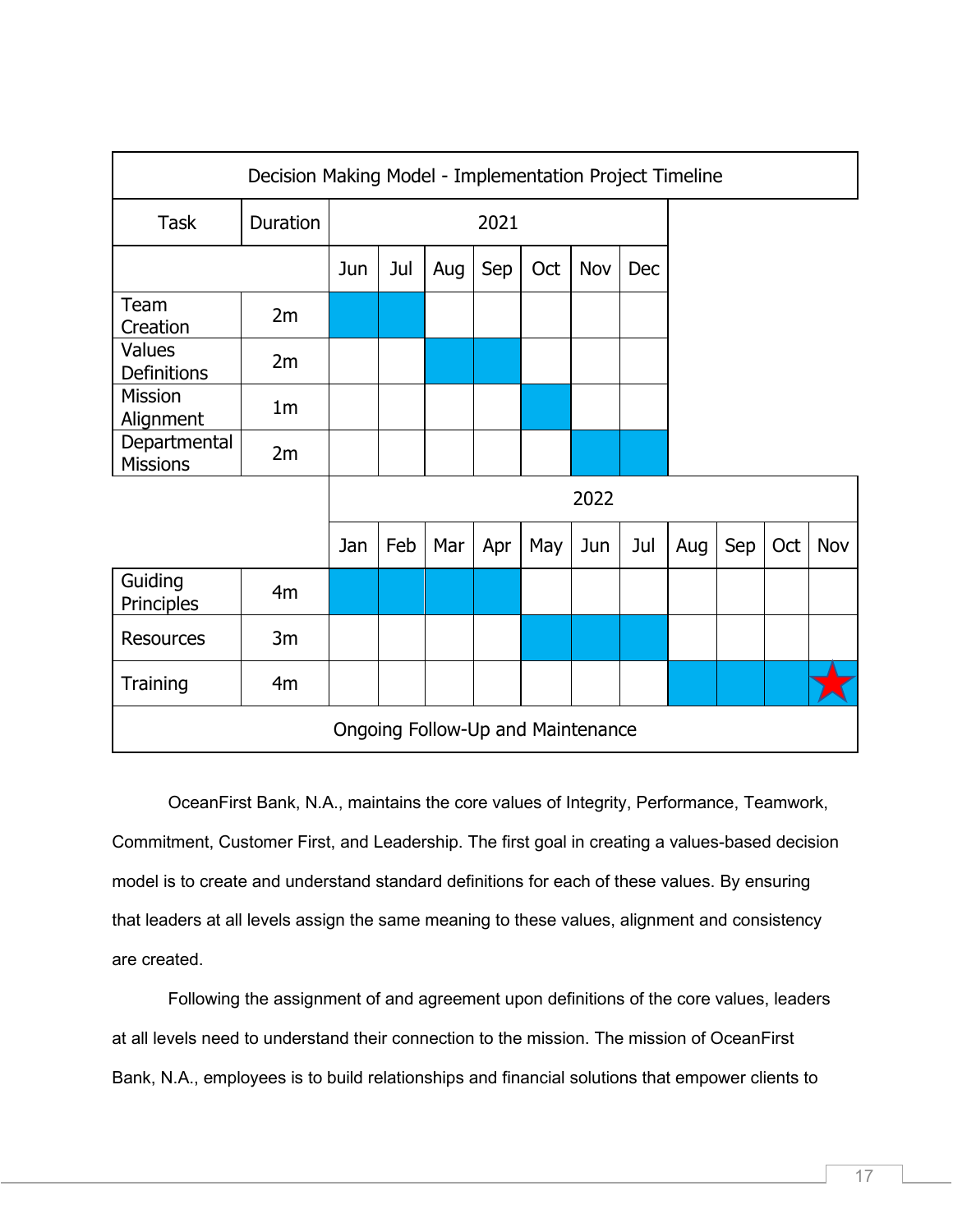| Decision Making Model - Implementation Project Timeline | | | | | | | | | | | | |
|---|---|---|---|---|---|---|---|---|---|---|---|---|
| Task | Duration | 2021 | | | | | | | | | | |
| | | Jun | Jul | Aug | Sep | Oct | Nov | Dec | | | | |
| Team Creation | 2m | ■ | ■ | | | | | | | | | |
| Values Definitions | 2m | | | ■ | ■ | | | | | | | |
| Mission Alignment | 1m | | | | | ■ | | | | | | |
| Departmental Missions | 2m | | | | | | ■ | ■ | | | | |
| | | 2022 | | | | | | | | | | |
| | | Jan | Feb | Mar | Apr | May | Jun | Jul | Aug | Sep | Oct | Nov |
| Guiding Principles | 4m | ■ | ■ | ■ | ■ | | | | | | | |
| Resources | 3m | | | | | ■ | ■ | ■ | | | | |
| Training | 4m | | | | | | | | ■ | ■ | ■ | ★ |
| Ongoing Follow-Up and Maintenance | | | | | | | | | | | | |

OceanFirst Bank, N.A., maintains the core values of Integrity, Performance, Teamwork, Commitment, Customer First, and Leadership. The first goal in creating a values-based decision model is to create and understand standard definitions for each of these values. By ensuring that leaders at all levels assign the same meaning to these values, alignment and consistency are created.

Following the assignment of and agreement upon definitions of the core values, leaders at all levels need to understand their connection to the mission. The mission of OceanFirst Bank, N.A., employees is to build relationships and financial solutions that empower clients to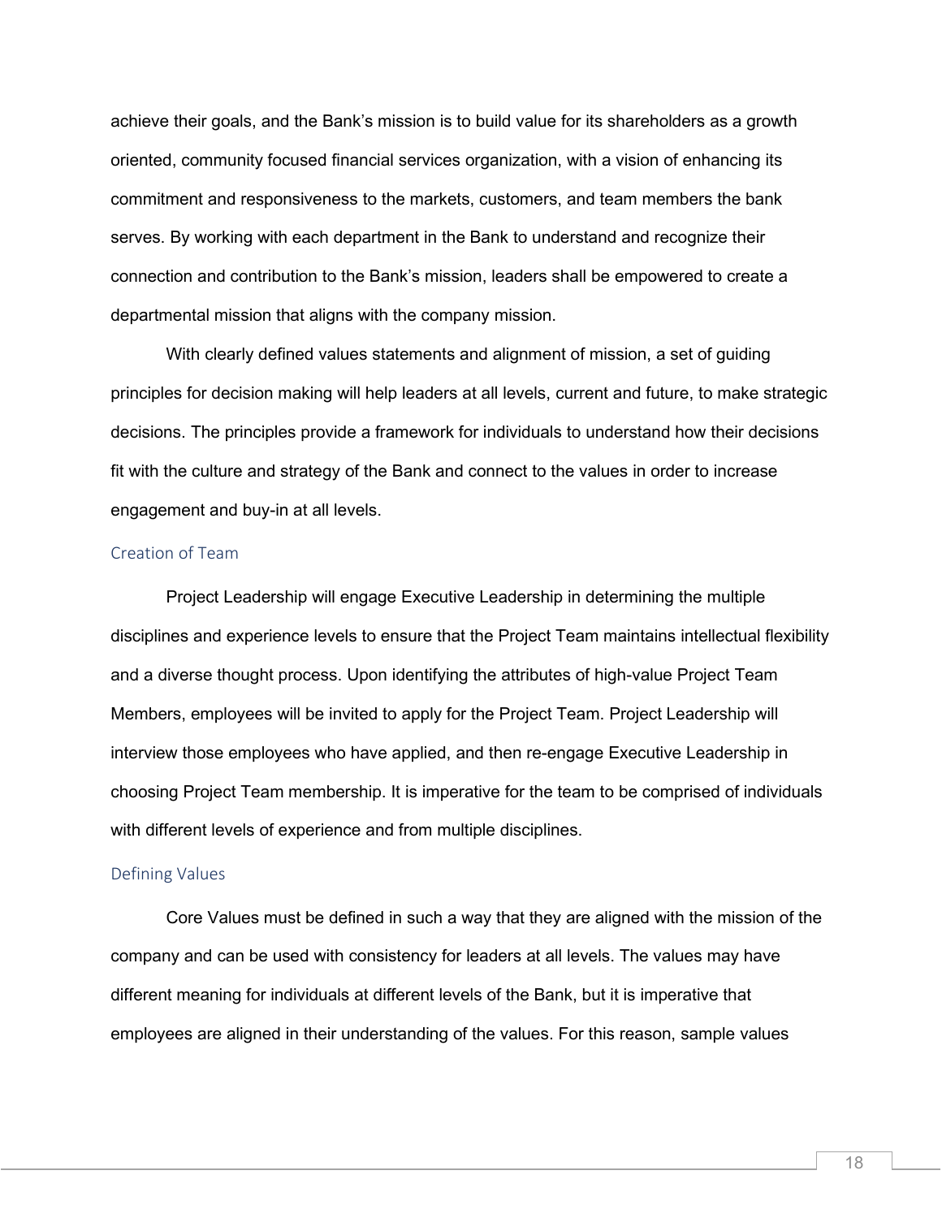achieve their goals, and the Bank's mission is to build value for its shareholders as a growth oriented, community focused financial services organization, with a vision of enhancing its commitment and responsiveness to the markets, customers, and team members the bank serves. By working with each department in the Bank to understand and recognize their connection and contribution to the Bank's mission, leaders shall be empowered to create a departmental mission that aligns with the company mission.

With clearly defined values statements and alignment of mission, a set of guiding principles for decision making will help leaders at all levels, current and future, to make strategic decisions. The principles provide a framework for individuals to understand how their decisions fit with the culture and strategy of the Bank and connect to the values in order to increase engagement and buy-in at all levels.

### Creation of Team

Project Leadership will engage Executive Leadership in determining the multiple disciplines and experience levels to ensure that the Project Team maintains intellectual flexibility and a diverse thought process. Upon identifying the attributes of high-value Project Team Members, employees will be invited to apply for the Project Team. Project Leadership will interview those employees who have applied, and then re-engage Executive Leadership in choosing Project Team membership. It is imperative for the team to be comprised of individuals with different levels of experience and from multiple disciplines.

### Defining Values

Core Values must be defined in such a way that they are aligned with the mission of the company and can be used with consistency for leaders at all levels. The values may have different meaning for individuals at different levels of the Bank, but it is imperative that employees are aligned in their understanding of the values. For this reason, sample values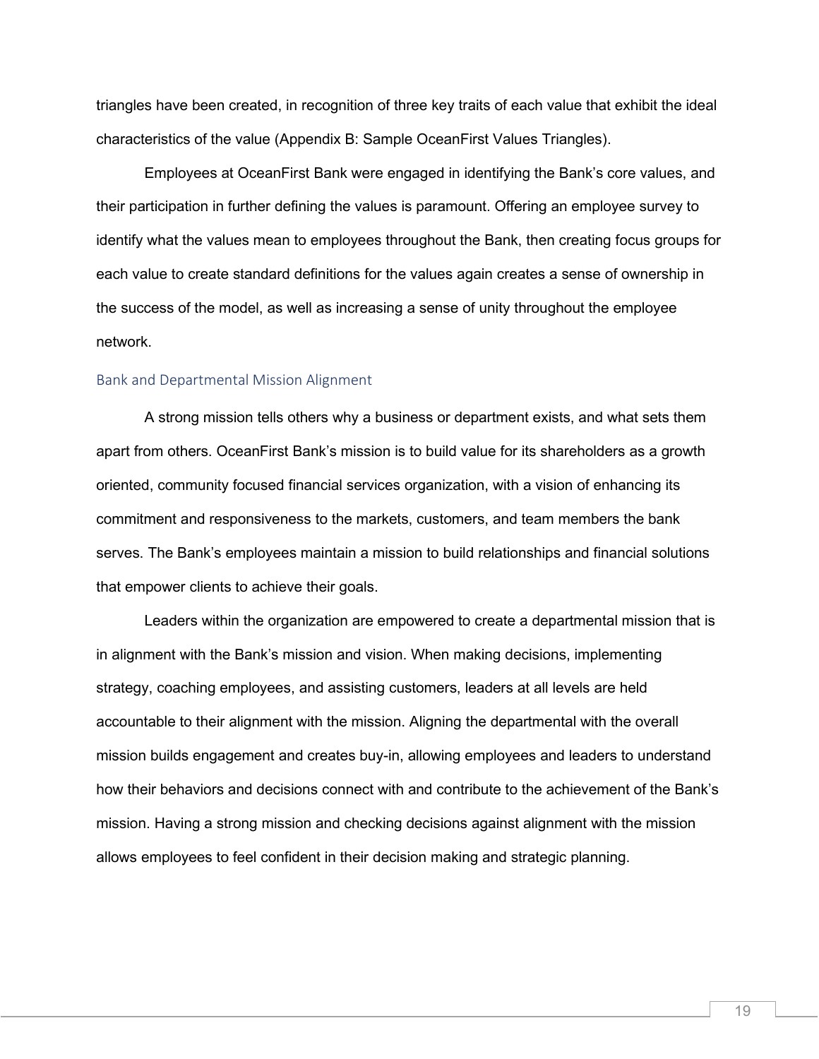triangles have been created, in recognition of three key traits of each value that exhibit the ideal characteristics of the value (Appendix B: Sample OceanFirst Values Triangles).

Employees at OceanFirst Bank were engaged in identifying the Bank's core values, and their participation in further defining the values is paramount. Offering an employee survey to identify what the values mean to employees throughout the Bank, then creating focus groups for each value to create standard definitions for the values again creates a sense of ownership in the success of the model, as well as increasing a sense of unity throughout the employee network.

### Bank and Departmental Mission Alignment

A strong mission tells others why a business or department exists, and what sets them apart from others. OceanFirst Bank's mission is to build value for its shareholders as a growth oriented, community focused financial services organization, with a vision of enhancing its commitment and responsiveness to the markets, customers, and team members the bank serves. The Bank's employees maintain a mission to build relationships and financial solutions that empower clients to achieve their goals.

Leaders within the organization are empowered to create a departmental mission that is in alignment with the Bank's mission and vision. When making decisions, implementing strategy, coaching employees, and assisting customers, leaders at all levels are held accountable to their alignment with the mission. Aligning the departmental with the overall mission builds engagement and creates buy-in, allowing employees and leaders to understand how their behaviors and decisions connect with and contribute to the achievement of the Bank's mission. Having a strong mission and checking decisions against alignment with the mission allows employees to feel confident in their decision making and strategic planning.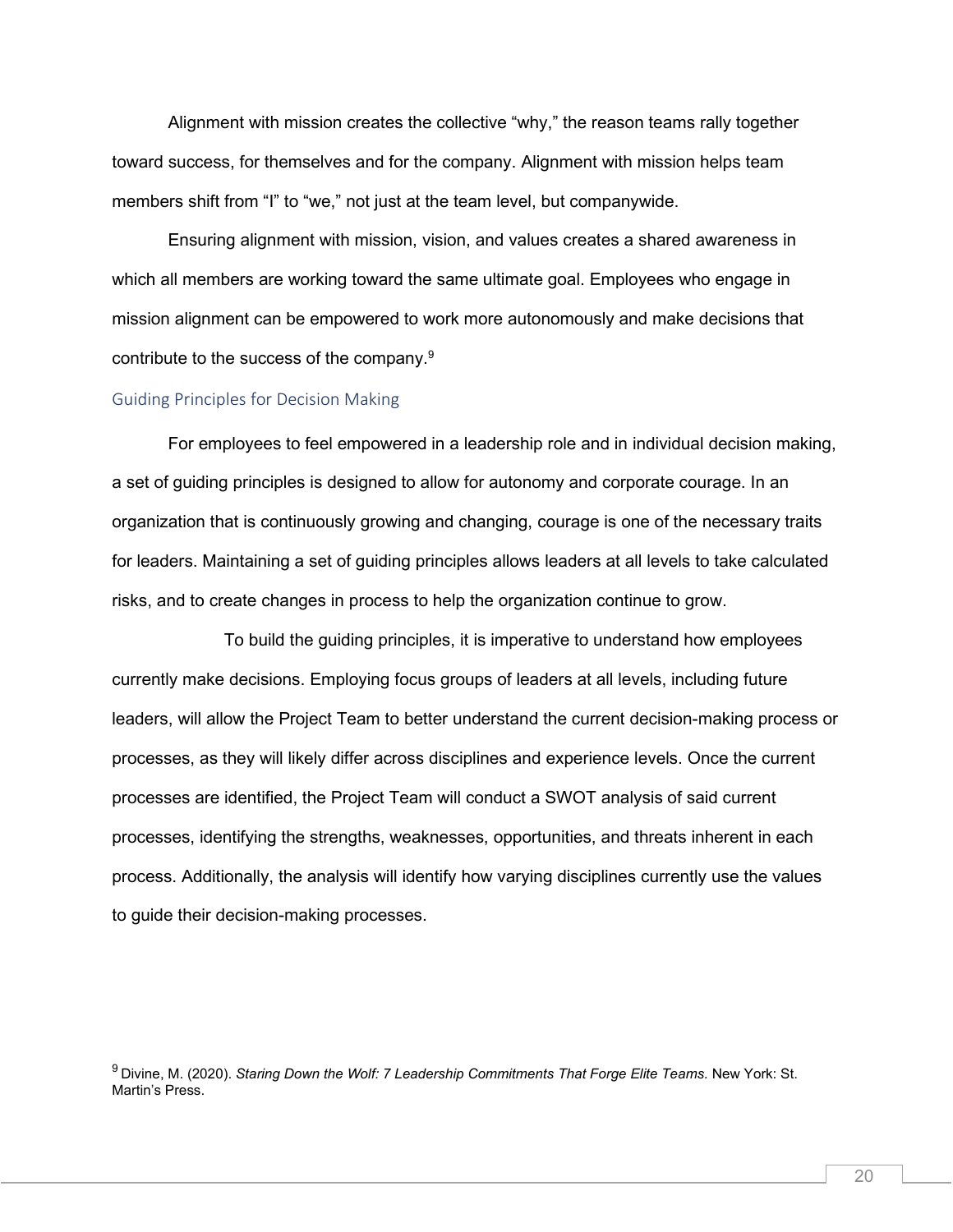Alignment with mission creates the collective "why," the reason teams rally together toward success, for themselves and for the company. Alignment with mission helps team members shift from "I" to "we," not just at the team level, but companywide.

Ensuring alignment with mission, vision, and values creates a shared awareness in which all members are working toward the same ultimate goal. Employees who engage in mission alignment can be empowered to work more autonomously and make decisions that contribute to the success of the company.[9]

## Guiding Principles for Decision Making

For employees to feel empowered in a leadership role and in individual decision making, a set of guiding principles is designed to allow for autonomy and corporate courage. In an organization that is continuously growing and changing, courage is one of the necessary traits for leaders. Maintaining a set of guiding principles allows leaders at all levels to take calculated risks, and to create changes in process to help the organization continue to grow.

To build the guiding principles, it is imperative to understand how employees currently make decisions. Employing focus groups of leaders at all levels, including future leaders, will allow the Project Team to better understand the current decision-making process or processes, as they will likely differ across disciplines and experience levels. Once the current processes are identified, the Project Team will conduct a SWOT analysis of said current processes, identifying the strengths, weaknesses, opportunities, and threats inherent in each process. Additionally, the analysis will identify how varying disciplines currently use the values to guide their decision-making processes.

---

[9] Divine, M. (2020). *Staring Down the Wolf: 7 Leadership Commitments That Forge Elite Teams.* New York: St. Martin's Press.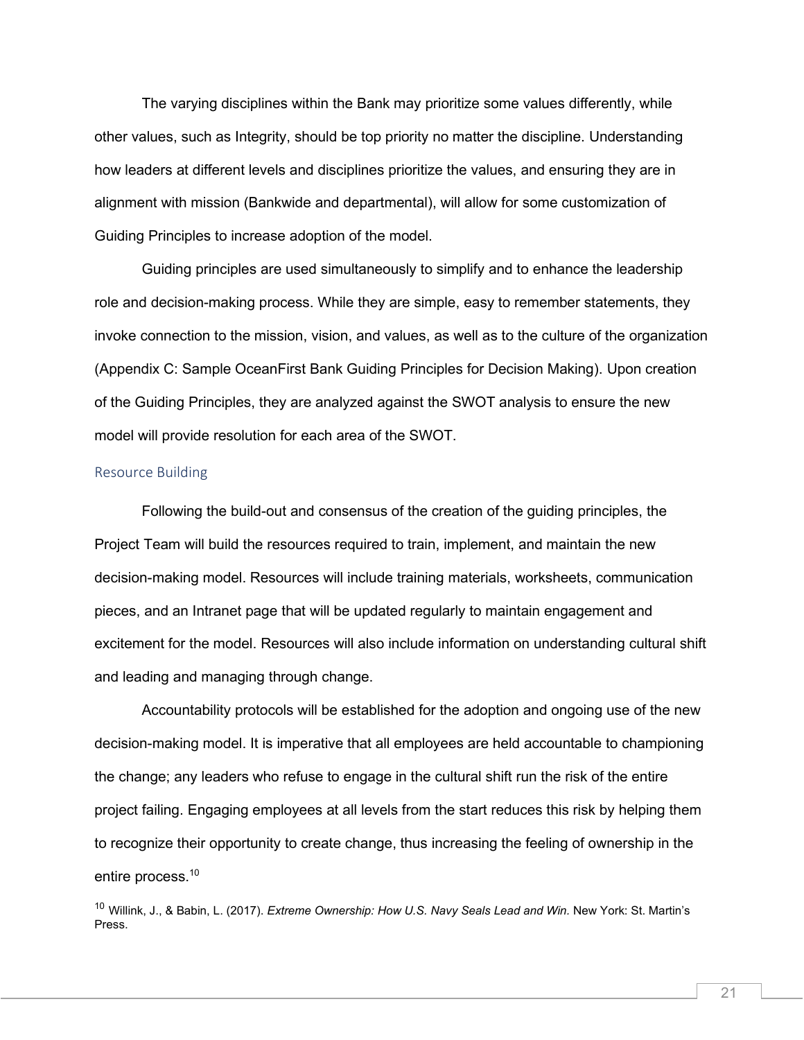The varying disciplines within the Bank may prioritize some values differently, while other values, such as Integrity, should be top priority no matter the discipline. Understanding how leaders at different levels and disciplines prioritize the values, and ensuring they are in alignment with mission (Bankwide and departmental), will allow for some customization of Guiding Principles to increase adoption of the model.

Guiding principles are used simultaneously to simplify and to enhance the leadership role and decision-making process. While they are simple, easy to remember statements, they invoke connection to the mission, vision, and values, as well as to the culture of the organization (Appendix C: Sample OceanFirst Bank Guiding Principles for Decision Making). Upon creation of the Guiding Principles, they are analyzed against the SWOT analysis to ensure the new model will provide resolution for each area of the SWOT.

### Resource Building

Following the build-out and consensus of the creation of the guiding principles, the Project Team will build the resources required to train, implement, and maintain the new decision-making model. Resources will include training materials, worksheets, communication pieces, and an Intranet page that will be updated regularly to maintain engagement and excitement for the model. Resources will also include information on understanding cultural shift and leading and managing through change.

Accountability protocols will be established for the adoption and ongoing use of the new decision-making model. It is imperative that all employees are held accountable to championing the change; any leaders who refuse to engage in the cultural shift run the risk of the entire project failing. Engaging employees at all levels from the start reduces this risk by helping them to recognize their opportunity to create change, thus increasing the feeling of ownership in the entire process.[10]

[10] Willink, J., & Babin, L. (2017). *Extreme Ownership: How U.S. Navy Seals Lead and Win.* New York: St. Martin's Press.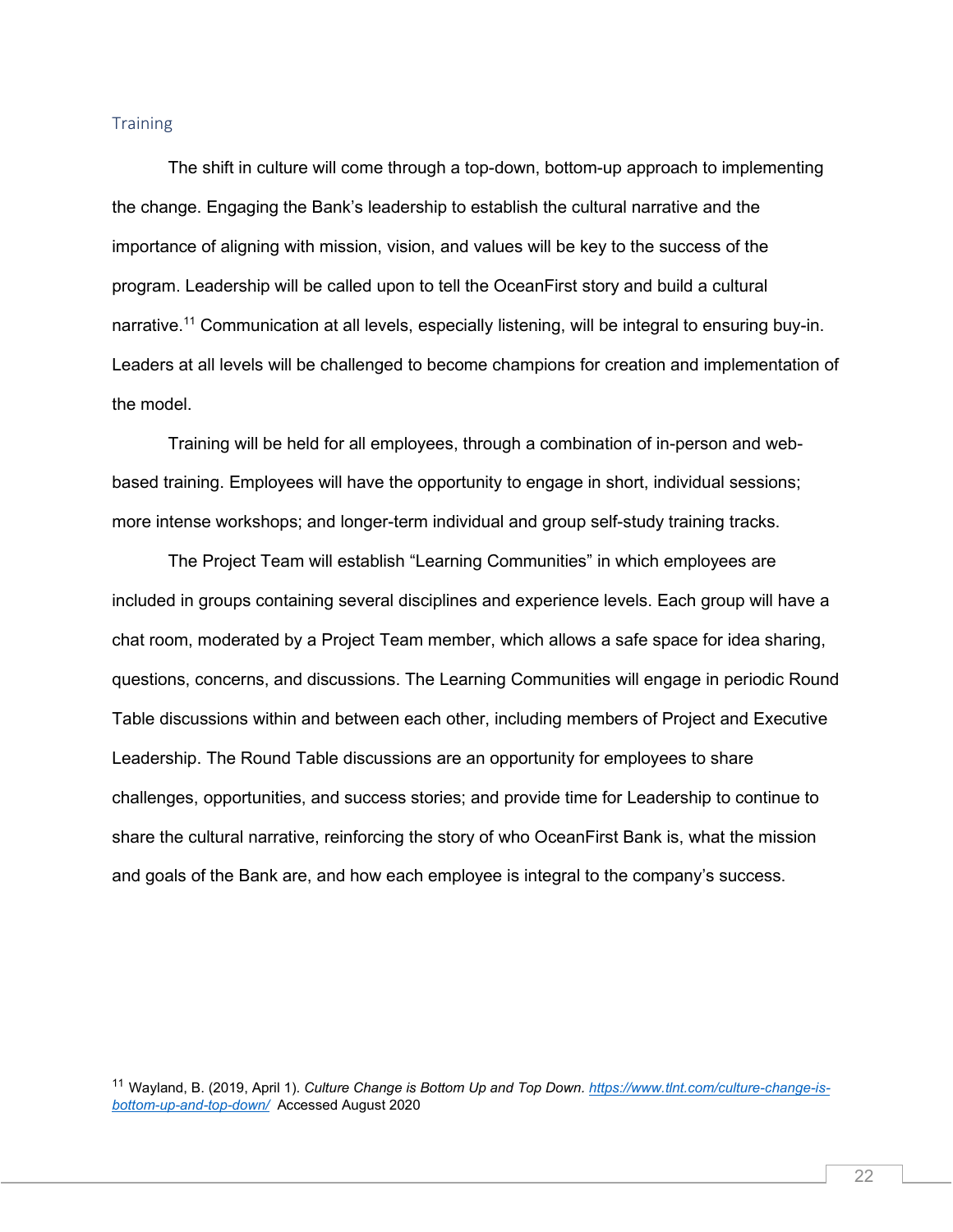## Training

The shift in culture will come through a top-down, bottom-up approach to implementing the change. Engaging the Bank's leadership to establish the cultural narrative and the importance of aligning with mission, vision, and values will be key to the success of the program. Leadership will be called upon to tell the OceanFirst story and build a cultural narrative.[11] Communication at all levels, especially listening, will be integral to ensuring buy-in. Leaders at all levels will be challenged to become champions for creation and implementation of the model.

Training will be held for all employees, through a combination of in-person and web-based training. Employees will have the opportunity to engage in short, individual sessions; more intense workshops; and longer-term individual and group self-study training tracks.

The Project Team will establish "Learning Communities" in which employees are included in groups containing several disciplines and experience levels. Each group will have a chat room, moderated by a Project Team member, which allows a safe space for idea sharing, questions, concerns, and discussions. The Learning Communities will engage in periodic Round Table discussions within and between each other, including members of Project and Executive Leadership. The Round Table discussions are an opportunity for employees to share challenges, opportunities, and success stories; and provide time for Leadership to continue to share the cultural narrative, reinforcing the story of who OceanFirst Bank is, what the mission and goals of the Bank are, and how each employee is integral to the company's success.

[11] Wayland, B. (2019, April 1). *Culture Change is Bottom Up and Top Down*. [https://www.tlnt.com/culture-change-is-bottom-up-and-top-down/](https://www.tlnt.com/culture-change-is-bottom-up-and-top-down/) Accessed August 2020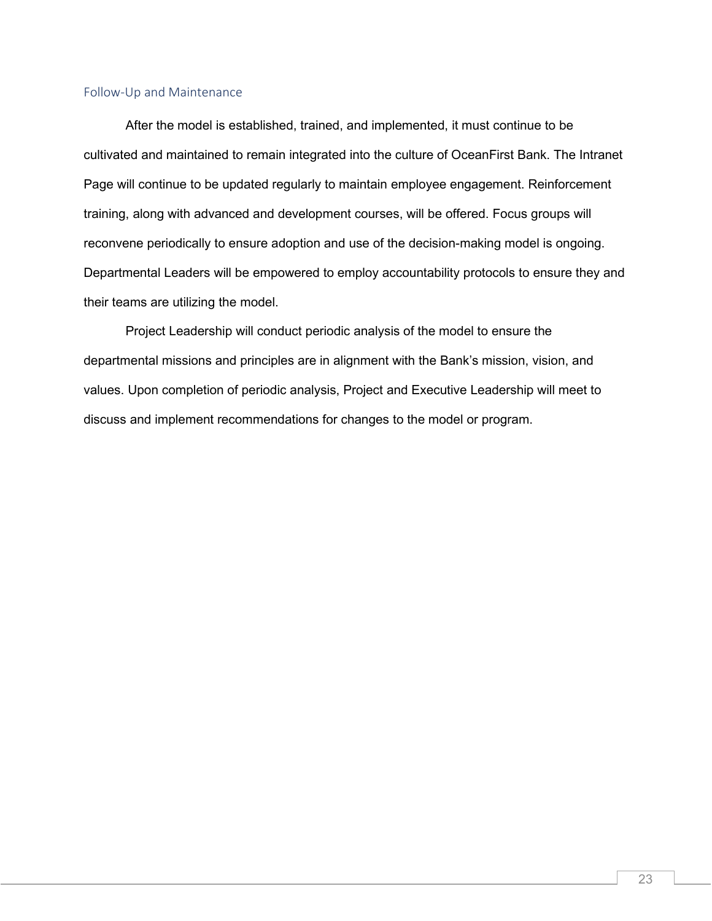## Follow-Up and Maintenance

After the model is established, trained, and implemented, it must continue to be cultivated and maintained to remain integrated into the culture of OceanFirst Bank. The Intranet Page will continue to be updated regularly to maintain employee engagement. Reinforcement training, along with advanced and development courses, will be offered. Focus groups will reconvene periodically to ensure adoption and use of the decision-making model is ongoing. Departmental Leaders will be empowered to employ accountability protocols to ensure they and their teams are utilizing the model.

Project Leadership will conduct periodic analysis of the model to ensure the departmental missions and principles are in alignment with the Bank's mission, vision, and values. Upon completion of periodic analysis, Project and Executive Leadership will meet to discuss and implement recommendations for changes to the model or program.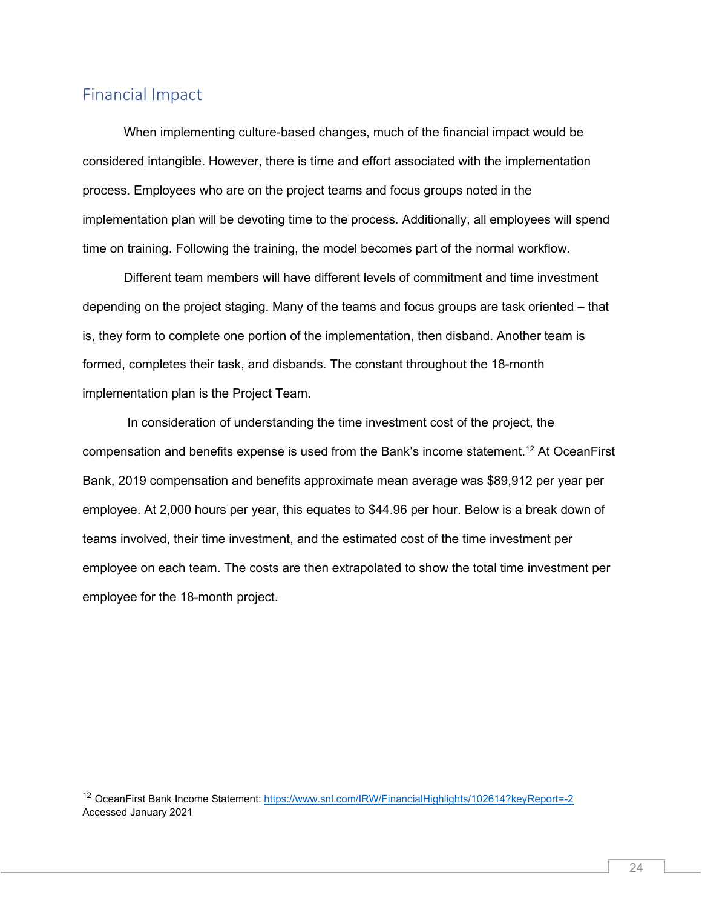## Financial Impact

When implementing culture-based changes, much of the financial impact would be considered intangible. However, there is time and effort associated with the implementation process. Employees who are on the project teams and focus groups noted in the implementation plan will be devoting time to the process. Additionally, all employees will spend time on training. Following the training, the model becomes part of the normal workflow.

Different team members will have different levels of commitment and time investment depending on the project staging. Many of the teams and focus groups are task oriented – that is, they form to complete one portion of the implementation, then disband. Another team is formed, completes their task, and disbands. The constant throughout the 18-month implementation plan is the Project Team.

In consideration of understanding the time investment cost of the project, the compensation and benefits expense is used from the Bank's income statement.[12] At OceanFirst Bank, 2019 compensation and benefits approximate mean average was $89,912 per year per employee. At 2,000 hours per year, this equates to $44.96 per hour. Below is a break down of teams involved, their time investment, and the estimated cost of the time investment per employee on each team. The costs are then extrapolated to show the total time investment per employee for the 18-month project.

[12] OceanFirst Bank Income Statement: https://www.snl.com/IRW/FinancialHighlights/102614?keyReport=-2 Accessed January 2021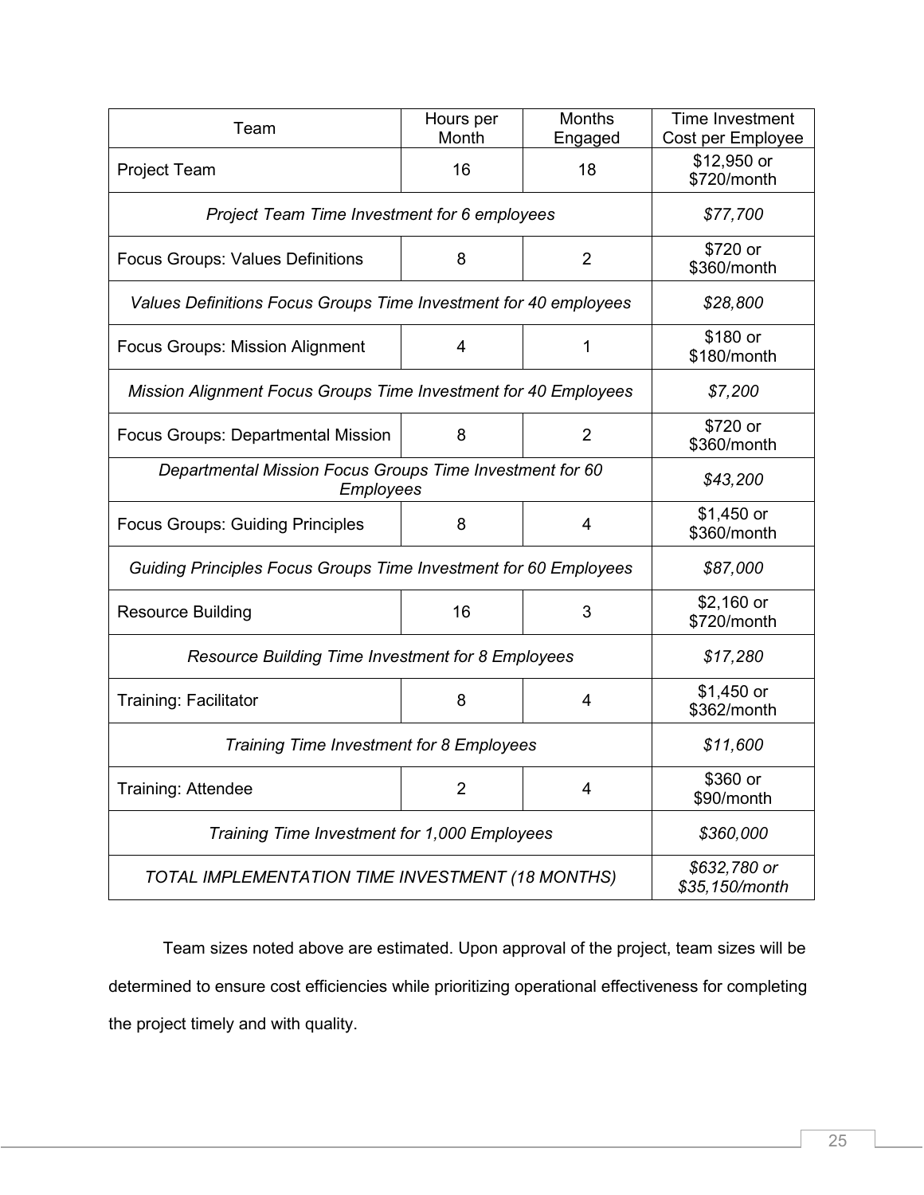| Team | Hours per Month | Months Engaged | Time Investment Cost per Employee |
|---|---|---|---|
| Project Team | 16 | 18 | $12,950 or $720/month |
| *Project Team Time Investment for 6 employees* | | | *$77,700* |
| Focus Groups: Values Definitions | 8 | 2 | $720 or $360/month |
| *Values Definitions Focus Groups Time Investment for 40 employees* | | | *$28,800* |
| Focus Groups: Mission Alignment | 4 | 1 | $180 or $180/month |
| *Mission Alignment Focus Groups Time Investment for 40 Employees* | | | *$7,200* |
| Focus Groups: Departmental Mission | 8 | 2 | $720 or $360/month |
| *Departmental Mission Focus Groups Time Investment for 60 Employees* | | | *$43,200* |
| Focus Groups: Guiding Principles | 8 | 4 | $1,450 or $360/month |
| *Guiding Principles Focus Groups Time Investment for 60 Employees* | | | *$87,000* |
| Resource Building | 16 | 3 | $2,160 or $720/month |
| *Resource Building Time Investment for 8 Employees* | | | *$17,280* |
| Training: Facilitator | 8 | 4 | $1,450 or $362/month |
| *Training Time Investment for 8 Employees* | | | *$11,600* |
| Training: Attendee | 2 | 4 | $360 or $90/month |
| *Training Time Investment for 1,000 Employees* | | | *$360,000* |
| *TOTAL IMPLEMENTATION TIME INVESTMENT (18 MONTHS)* | | | *$632,780 or $35,150/month* |

Team sizes noted above are estimated. Upon approval of the project, team sizes will be determined to ensure cost efficiencies while prioritizing operational effectiveness for completing the project timely and with quality.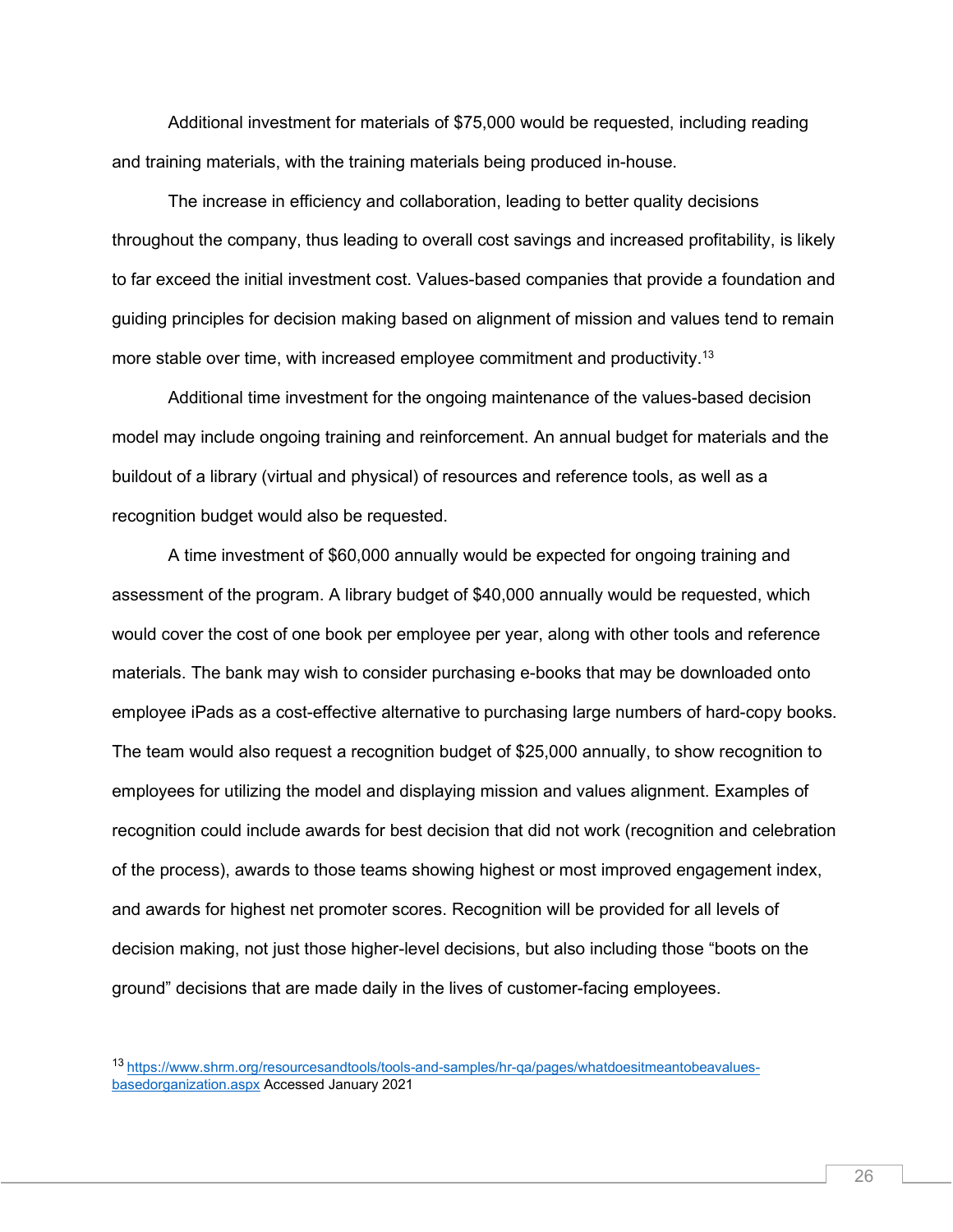Additional investment for materials of $75,000 would be requested, including reading and training materials, with the training materials being produced in-house.

The increase in efficiency and collaboration, leading to better quality decisions throughout the company, thus leading to overall cost savings and increased profitability, is likely to far exceed the initial investment cost. Values-based companies that provide a foundation and guiding principles for decision making based on alignment of mission and values tend to remain more stable over time, with increased employee commitment and productivity.[13]

Additional time investment for the ongoing maintenance of the values-based decision model may include ongoing training and reinforcement. An annual budget for materials and the buildout of a library (virtual and physical) of resources and reference tools, as well as a recognition budget would also be requested.

A time investment of $60,000 annually would be expected for ongoing training and assessment of the program. A library budget of $40,000 annually would be requested, which would cover the cost of one book per employee per year, along with other tools and reference materials. The bank may wish to consider purchasing e-books that may be downloaded onto employee iPads as a cost-effective alternative to purchasing large numbers of hard-copy books. The team would also request a recognition budget of $25,000 annually, to show recognition to employees for utilizing the model and displaying mission and values alignment. Examples of recognition could include awards for best decision that did not work (recognition and celebration of the process), awards to those teams showing highest or most improved engagement index, and awards for highest net promoter scores. Recognition will be provided for all levels of decision making, not just those higher-level decisions, but also including those "boots on the ground" decisions that are made daily in the lives of customer-facing employees.

[13] https://www.shrm.org/resourcesandtools/tools-and-samples/hr-qa/pages/whatdoesitmeantobeavalues-basedorganization.aspx Accessed January 2021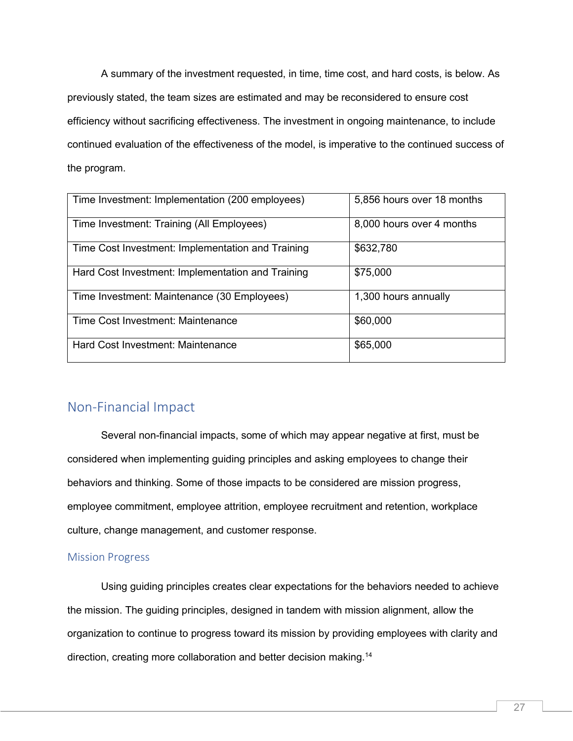A summary of the investment requested, in time, time cost, and hard costs, is below. As previously stated, the team sizes are estimated and may be reconsidered to ensure cost efficiency without sacrificing effectiveness. The investment in ongoing maintenance, to include continued evaluation of the effectiveness of the model, is imperative to the continued success of the program.

| | |
|---|---|
| Time Investment: Implementation (200 employees) | 5,856 hours over 18 months |
| Time Investment: Training (All Employees) | 8,000 hours over 4 months |
| Time Cost Investment: Implementation and Training | $632,780 |
| Hard Cost Investment: Implementation and Training | $75,000 |
| Time Investment: Maintenance (30 Employees) | 1,300 hours annually |
| Time Cost Investment: Maintenance | $60,000 |
| Hard Cost Investment: Maintenance | $65,000 |

## Non-Financial Impact

Several non-financial impacts, some of which may appear negative at first, must be considered when implementing guiding principles and asking employees to change their behaviors and thinking. Some of those impacts to be considered are mission progress, employee commitment, employee attrition, employee recruitment and retention, workplace culture, change management, and customer response.

### Mission Progress

Using guiding principles creates clear expectations for the behaviors needed to achieve the mission. The guiding principles, designed in tandem with mission alignment, allow the organization to continue to progress toward its mission by providing employees with clarity and direction, creating more collaboration and better decision making.[14]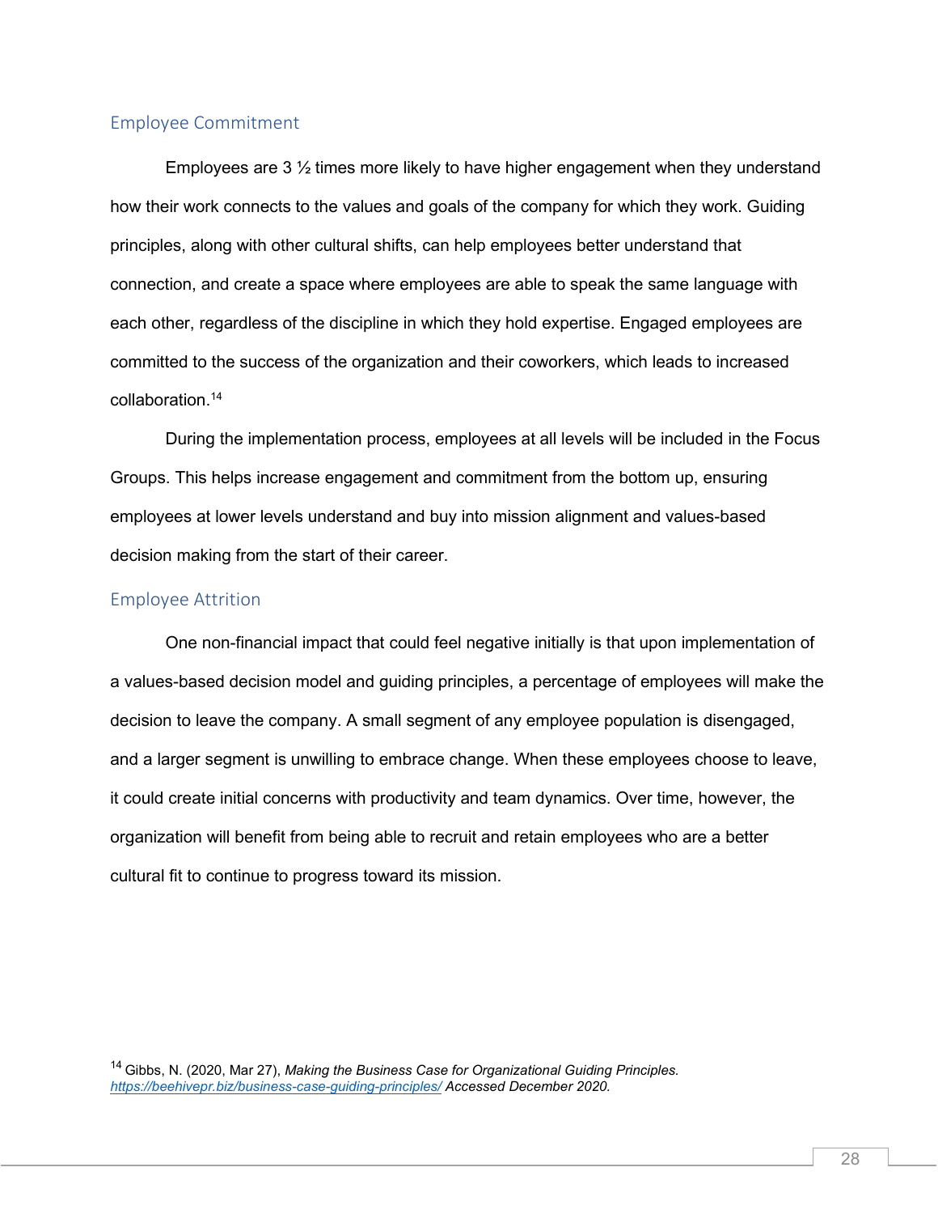## Employee Commitment

Employees are 3 ½ times more likely to have higher engagement when they understand how their work connects to the values and goals of the company for which they work. Guiding principles, along with other cultural shifts, can help employees better understand that connection, and create a space where employees are able to speak the same language with each other, regardless of the discipline in which they hold expertise. Engaged employees are committed to the success of the organization and their coworkers, which leads to increased collaboration.[14]

During the implementation process, employees at all levels will be included in the Focus Groups. This helps increase engagement and commitment from the bottom up, ensuring employees at lower levels understand and buy into mission alignment and values-based decision making from the start of their career.

## Employee Attrition

One non-financial impact that could feel negative initially is that upon implementation of a values-based decision model and guiding principles, a percentage of employees will make the decision to leave the company. A small segment of any employee population is disengaged, and a larger segment is unwilling to embrace change. When these employees choose to leave, it could create initial concerns with productivity and team dynamics. Over time, however, the organization will benefit from being able to recruit and retain employees who are a better cultural fit to continue to progress toward its mission.

[14] Gibbs, N. (2020, Mar 27), *Making the Business Case for Organizational Guiding Principles.* *https://beehivepr.biz/business-case-guiding-principles/ Accessed December 2020.*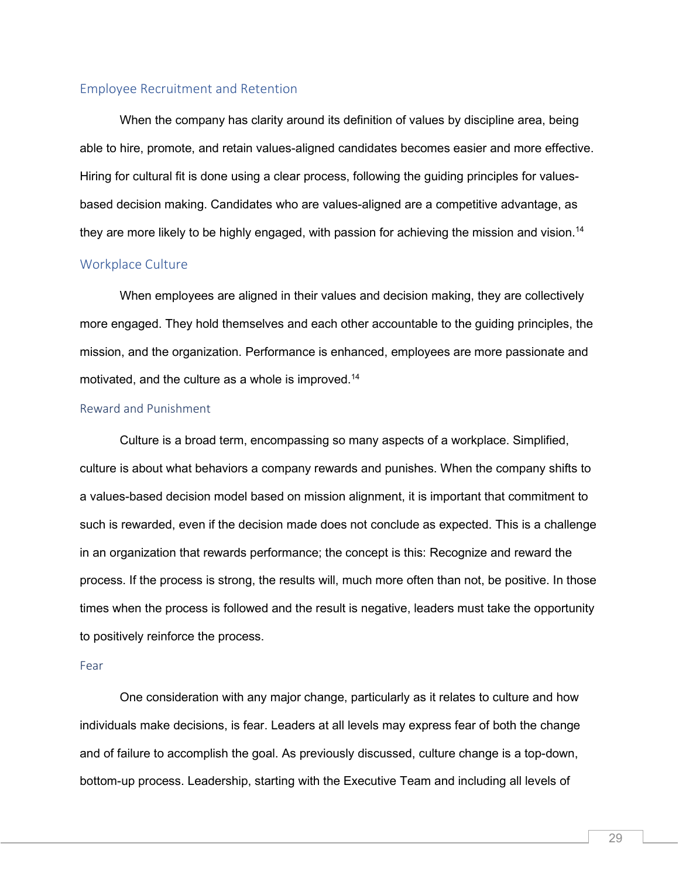### Employee Recruitment and Retention

When the company has clarity around its definition of values by discipline area, being able to hire, promote, and retain values-aligned candidates becomes easier and more effective. Hiring for cultural fit is done using a clear process, following the guiding principles for values-based decision making. Candidates who are values-aligned are a competitive advantage, as they are more likely to be highly engaged, with passion for achieving the mission and vision.[14]

### Workplace Culture

When employees are aligned in their values and decision making, they are collectively more engaged. They hold themselves and each other accountable to the guiding principles, the mission, and the organization. Performance is enhanced, employees are more passionate and motivated, and the culture as a whole is improved.[14]

#### Reward and Punishment

Culture is a broad term, encompassing so many aspects of a workplace. Simplified, culture is about what behaviors a company rewards and punishes. When the company shifts to a values-based decision model based on mission alignment, it is important that commitment to such is rewarded, even if the decision made does not conclude as expected. This is a challenge in an organization that rewards performance; the concept is this: Recognize and reward the process. If the process is strong, the results will, much more often than not, be positive. In those times when the process is followed and the result is negative, leaders must take the opportunity to positively reinforce the process.

#### Fear

One consideration with any major change, particularly as it relates to culture and how individuals make decisions, is fear. Leaders at all levels may express fear of both the change and of failure to accomplish the goal. As previously discussed, culture change is a top-down, bottom-up process. Leadership, starting with the Executive Team and including all levels of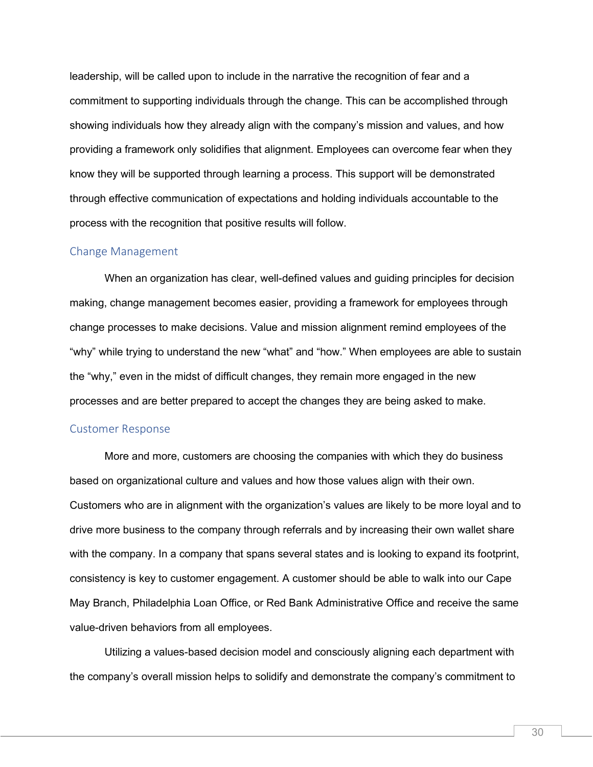leadership, will be called upon to include in the narrative the recognition of fear and a commitment to supporting individuals through the change. This can be accomplished through showing individuals how they already align with the company's mission and values, and how providing a framework only solidifies that alignment. Employees can overcome fear when they know they will be supported through learning a process. This support will be demonstrated through effective communication of expectations and holding individuals accountable to the process with the recognition that positive results will follow.

## Change Management

When an organization has clear, well-defined values and guiding principles for decision making, change management becomes easier, providing a framework for employees through change processes to make decisions. Value and mission alignment remind employees of the "why" while trying to understand the new "what" and "how." When employees are able to sustain the "why," even in the midst of difficult changes, they remain more engaged in the new processes and are better prepared to accept the changes they are being asked to make.

## Customer Response

More and more, customers are choosing the companies with which they do business based on organizational culture and values and how those values align with their own. Customers who are in alignment with the organization's values are likely to be more loyal and to drive more business to the company through referrals and by increasing their own wallet share with the company. In a company that spans several states and is looking to expand its footprint, consistency is key to customer engagement. A customer should be able to walk into our Cape May Branch, Philadelphia Loan Office, or Red Bank Administrative Office and receive the same value-driven behaviors from all employees.

Utilizing a values-based decision model and consciously aligning each department with the company's overall mission helps to solidify and demonstrate the company's commitment to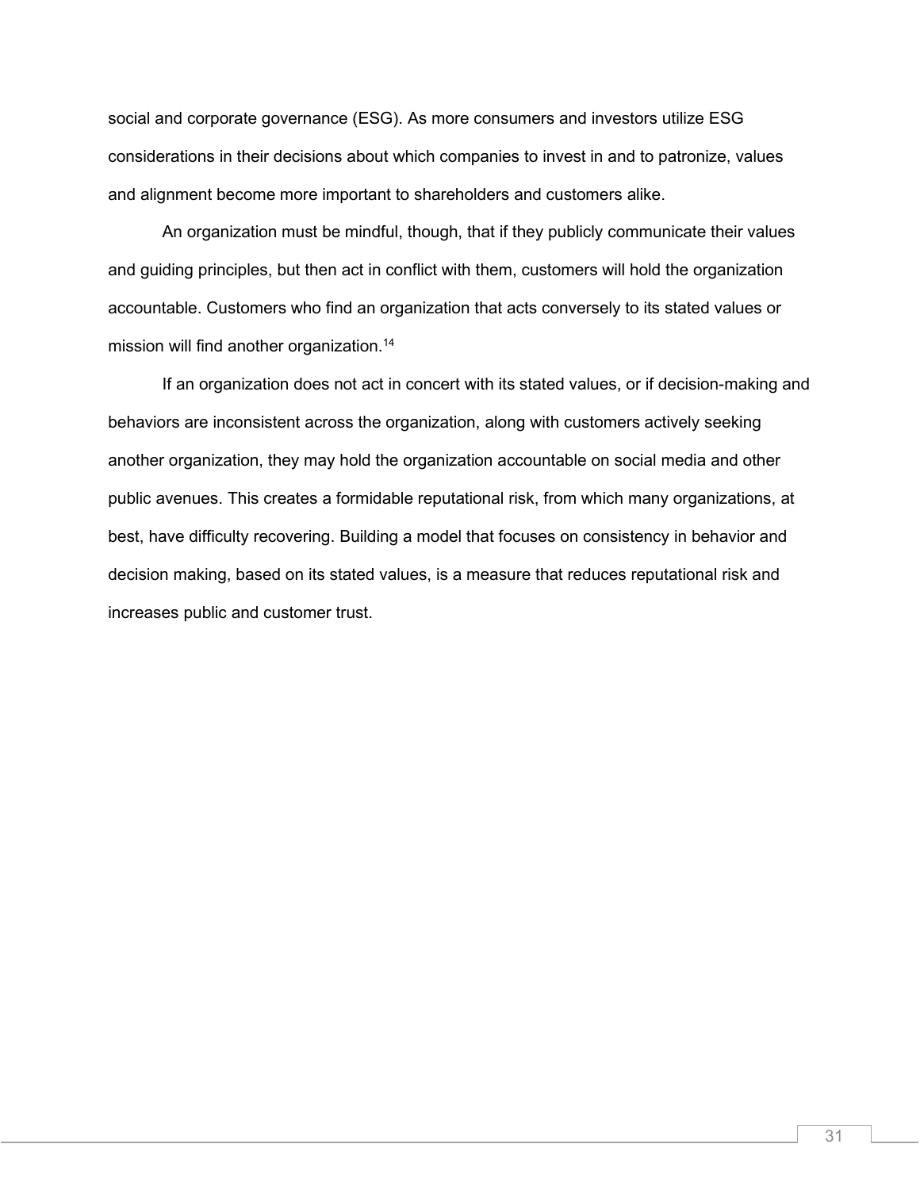social and corporate governance (ESG). As more consumers and investors utilize ESG considerations in their decisions about which companies to invest in and to patronize, values and alignment become more important to shareholders and customers alike.

An organization must be mindful, though, that if they publicly communicate their values and guiding principles, but then act in conflict with them, customers will hold the organization accountable. Customers who find an organization that acts conversely to its stated values or mission will find another organization.[14]

If an organization does not act in concert with its stated values, or if decision-making and behaviors are inconsistent across the organization, along with customers actively seeking another organization, they may hold the organization accountable on social media and other public avenues. This creates a formidable reputational risk, from which many organizations, at best, have difficulty recovering. Building a model that focuses on consistency in behavior and decision making, based on its stated values, is a measure that reduces reputational risk and increases public and customer trust.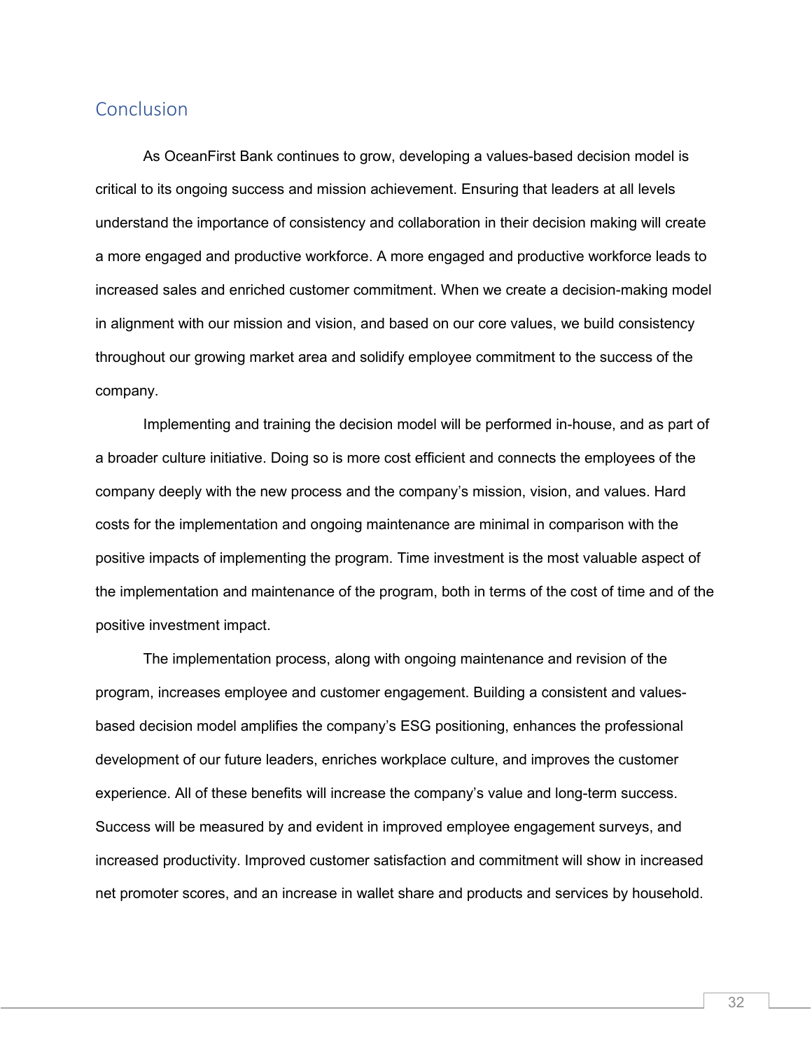## Conclusion

As OceanFirst Bank continues to grow, developing a values-based decision model is critical to its ongoing success and mission achievement. Ensuring that leaders at all levels understand the importance of consistency and collaboration in their decision making will create a more engaged and productive workforce. A more engaged and productive workforce leads to increased sales and enriched customer commitment. When we create a decision-making model in alignment with our mission and vision, and based on our core values, we build consistency throughout our growing market area and solidify employee commitment to the success of the company.

Implementing and training the decision model will be performed in-house, and as part of a broader culture initiative. Doing so is more cost efficient and connects the employees of the company deeply with the new process and the company's mission, vision, and values. Hard costs for the implementation and ongoing maintenance are minimal in comparison with the positive impacts of implementing the program. Time investment is the most valuable aspect of the implementation and maintenance of the program, both in terms of the cost of time and of the positive investment impact.

The implementation process, along with ongoing maintenance and revision of the program, increases employee and customer engagement. Building a consistent and values-based decision model amplifies the company's ESG positioning, enhances the professional development of our future leaders, enriches workplace culture, and improves the customer experience. All of these benefits will increase the company's value and long-term success. Success will be measured by and evident in improved employee engagement surveys, and increased productivity. Improved customer satisfaction and commitment will show in increased net promoter scores, and an increase in wallet share and products and services by household.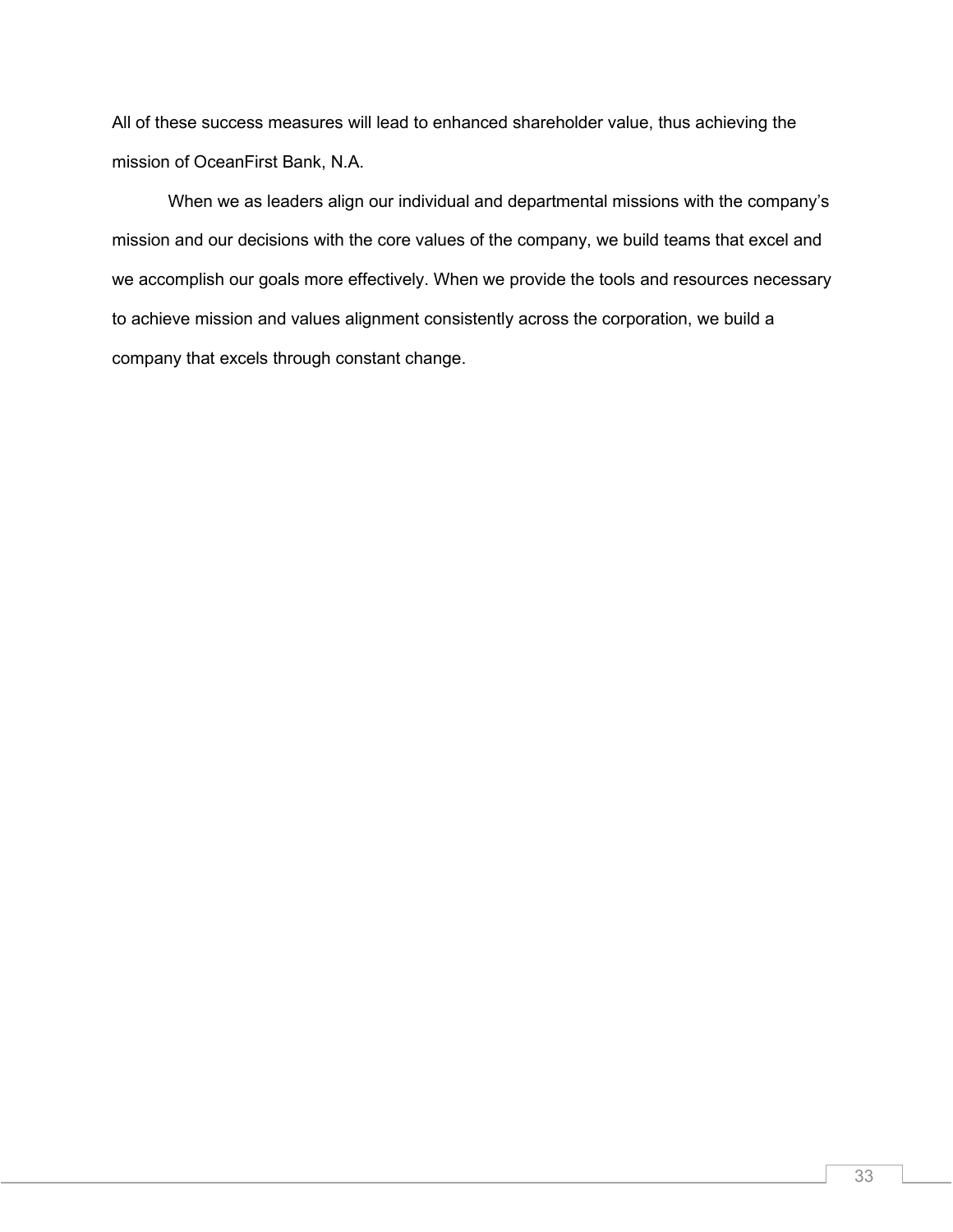All of these success measures will lead to enhanced shareholder value, thus achieving the mission of OceanFirst Bank, N.A.

When we as leaders align our individual and departmental missions with the company's mission and our decisions with the core values of the company, we build teams that excel and we accomplish our goals more effectively. When we provide the tools and resources necessary to achieve mission and values alignment consistently across the corporation, we build a company that excels through constant change.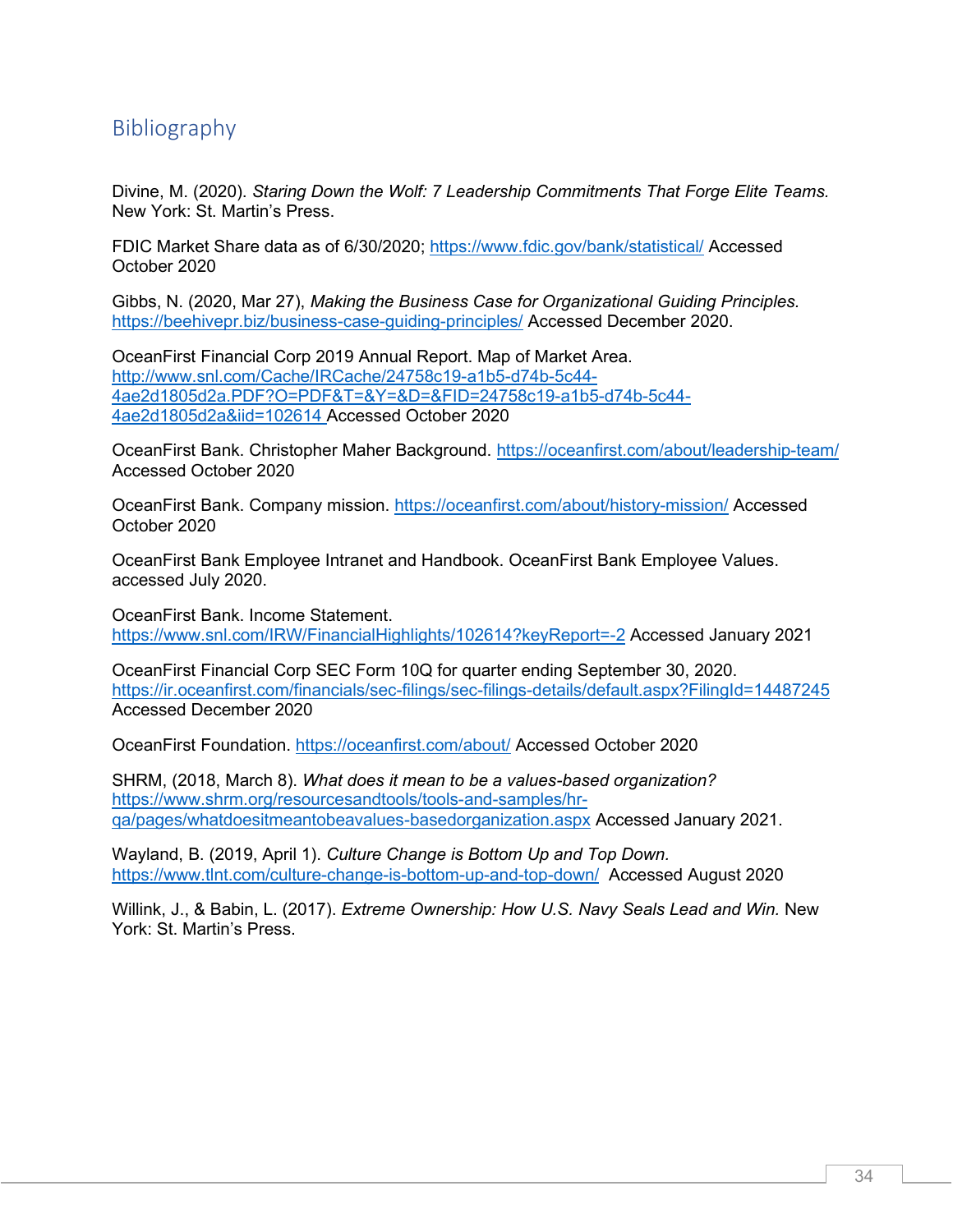## Bibliography

Divine, M. (2020). *Staring Down the Wolf: 7 Leadership Commitments That Forge Elite Teams.* New York: St. Martin's Press.

FDIC Market Share data as of 6/30/2020; https://www.fdic.gov/bank/statistical/ Accessed October 2020

Gibbs, N. (2020, Mar 27), *Making the Business Case for Organizational Guiding Principles.* https://beehivepr.biz/business-case-guiding-principles/ Accessed December 2020.

OceanFirst Financial Corp 2019 Annual Report. Map of Market Area. http://www.snl.com/Cache/IRCache/24758c19-a1b5-d74b-5c44-4ae2d1805d2a.PDF?O=PDF&T=&Y=&D=&FID=24758c19-a1b5-d74b-5c44-4ae2d1805d2a&iid=102614 Accessed October 2020

OceanFirst Bank. Christopher Maher Background. https://oceanfirst.com/about/leadership-team/ Accessed October 2020

OceanFirst Bank. Company mission. https://oceanfirst.com/about/history-mission/ Accessed October 2020

OceanFirst Bank Employee Intranet and Handbook. OceanFirst Bank Employee Values. accessed July 2020.

OceanFirst Bank. Income Statement. https://www.snl.com/IRW/FinancialHighlights/102614?keyReport=-2 Accessed January 2021

OceanFirst Financial Corp SEC Form 10Q for quarter ending September 30, 2020. https://ir.oceanfirst.com/financials/sec-filings/sec-filings-details/default.aspx?FilingId=14487245 Accessed December 2020

OceanFirst Foundation. https://oceanfirst.com/about/ Accessed October 2020

SHRM, (2018, March 8). *What does it mean to be a values-based organization?* https://www.shrm.org/resourcesandtools/tools-and-samples/hr-qa/pages/whatdoesitmeantobeavalues-basedorganization.aspx Accessed January 2021.

Wayland, B. (2019, April 1). *Culture Change is Bottom Up and Top Down.* https://www.tlnt.com/culture-change-is-bottom-up-and-top-down/ Accessed August 2020

Willink, J., & Babin, L. (2017). *Extreme Ownership: How U.S. Navy Seals Lead and Win.* New York: St. Martin's Press.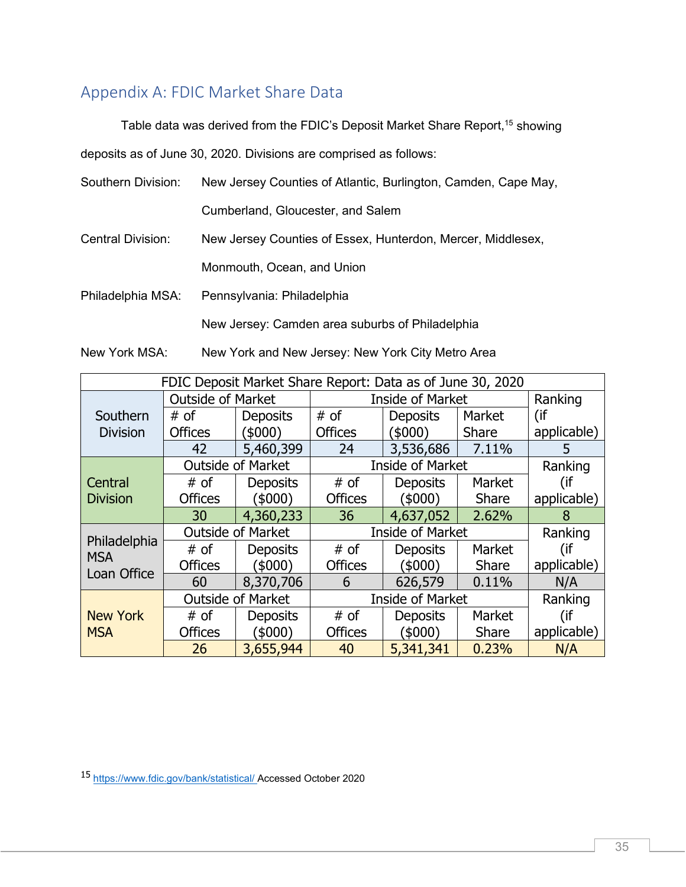## Appendix A: FDIC Market Share Data

Table data was derived from the FDIC's Deposit Market Share Report,[15] showing deposits as of June 30, 2020. Divisions are comprised as follows:

Southern Division: New Jersey Counties of Atlantic, Burlington, Camden, Cape May, Cumberland, Gloucester, and Salem

Central Division: New Jersey Counties of Essex, Hunterdon, Mercer, Middlesex, Monmouth, Ocean, and Union

Philadelphia MSA: Pennsylvania: Philadelphia

New Jersey: Camden area suburbs of Philadelphia

New York MSA: New York and New Jersey: New York City Metro Area

| FDIC Deposit Market Share Report: Data as of June 30, 2020 | | | | | | |
|---|---|---|---|---|---|---|
| | Outside of Market | | Inside of Market | | | Ranking (if applicable) |
| Southern Division | # of Offices | Deposits ($000) | # of Offices | Deposits ($000) | Market Share | |
| | 42 | 5,460,399 | 24 | 3,536,686 | 7.11% | 5 |
| | Outside of Market | | Inside of Market | | | Ranking (if applicable) |
| Central Division | # of Offices | Deposits ($000) | # of Offices | Deposits ($000) | Market Share | |
| | 30 | 4,360,233 | 36 | 4,637,052 | 2.62% | 8 |
| | Outside of Market | | Inside of Market | | | Ranking (if applicable) |
| Philadelphia MSA Loan Office | # of Offices | Deposits ($000) | # of Offices | Deposits ($000) | Market Share | |
| | 60 | 8,370,706 | 6 | 626,579 | 0.11% | N/A |
| | Outside of Market | | Inside of Market | | | Ranking (if applicable) |
| New York MSA | # of Offices | Deposits ($000) | # of Offices | Deposits ($000) | Market Share | |
| | 26 | 3,655,944 | 40 | 5,341,341 | 0.23% | N/A |

[15] https://www.fdic.gov/bank/statistical/ Accessed October 2020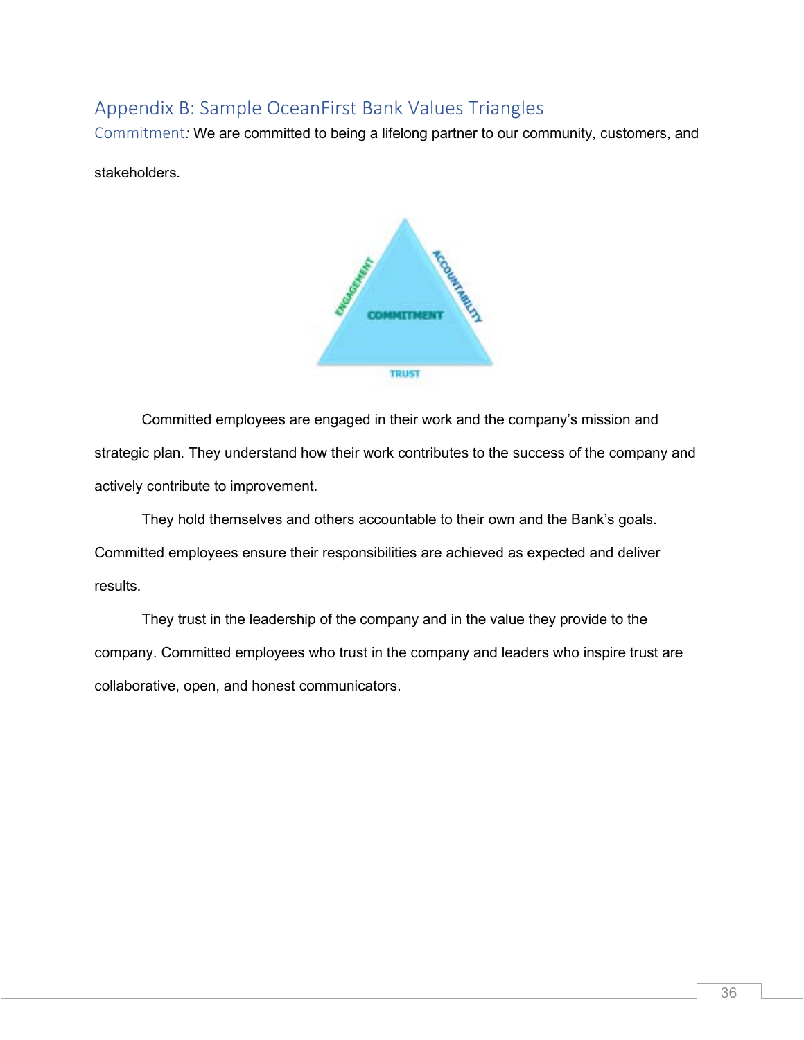## Appendix B: Sample OceanFirst Bank Values Triangles

Commitment*:* We are committed to being a lifelong partner to our community, customers, and stakeholders.

ENGAGEMENT

ACCOUNTABILITY

COMMITMENT

TRUST

Committed employees are engaged in their work and the company's mission and strategic plan. They understand how their work contributes to the success of the company and actively contribute to improvement.

They hold themselves and others accountable to their own and the Bank's goals. Committed employees ensure their responsibilities are achieved as expected and deliver results.

They trust in the leadership of the company and in the value they provide to the company. Committed employees who trust in the company and leaders who inspire trust are collaborative, open, and honest communicators.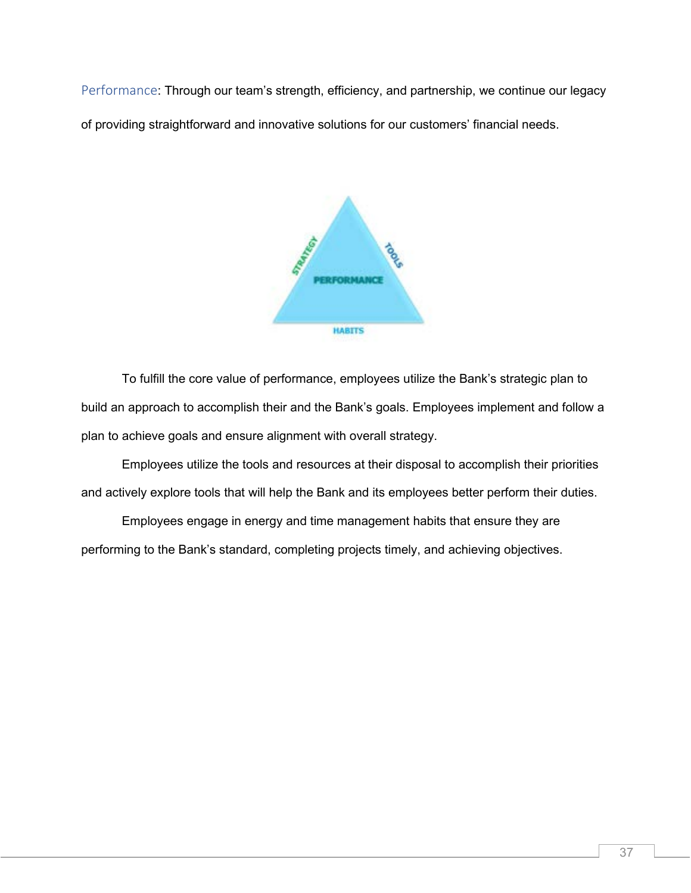Performance: Through our team's strength, efficiency, and partnership, we continue our legacy of providing straightforward and innovative solutions for our customers' financial needs.

STRATEGY

TOOLS

PERFORMANCE

HABITS

To fulfill the core value of performance, employees utilize the Bank's strategic plan to build an approach to accomplish their and the Bank's goals. Employees implement and follow a plan to achieve goals and ensure alignment with overall strategy.

Employees utilize the tools and resources at their disposal to accomplish their priorities and actively explore tools that will help the Bank and its employees better perform their duties.

Employees engage in energy and time management habits that ensure they are performing to the Bank's standard, completing projects timely, and achieving objectives.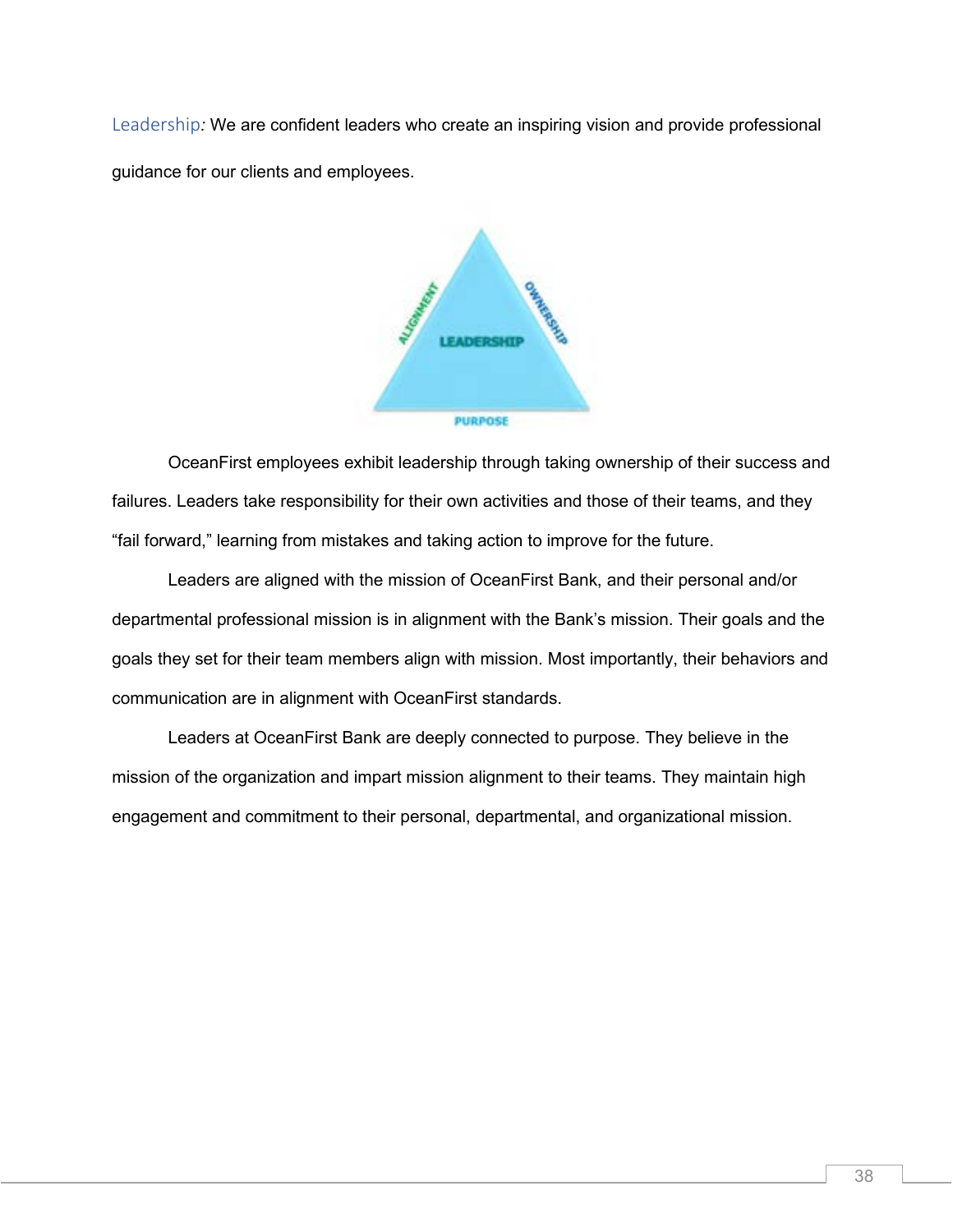Leadership*:* We are confident leaders who create an inspiring vision and provide professional guidance for our clients and employees.

OceanFirst employees exhibit leadership through taking ownership of their success and failures. Leaders take responsibility for their own activities and those of their teams, and they "fail forward," learning from mistakes and taking action to improve for the future.

Leaders are aligned with the mission of OceanFirst Bank, and their personal and/or departmental professional mission is in alignment with the Bank's mission. Their goals and the goals they set for their team members align with mission. Most importantly, their behaviors and communication are in alignment with OceanFirst standards.

Leaders at OceanFirst Bank are deeply connected to purpose. They believe in the mission of the organization and impart mission alignment to their teams. They maintain high engagement and commitment to their personal, departmental, and organizational mission.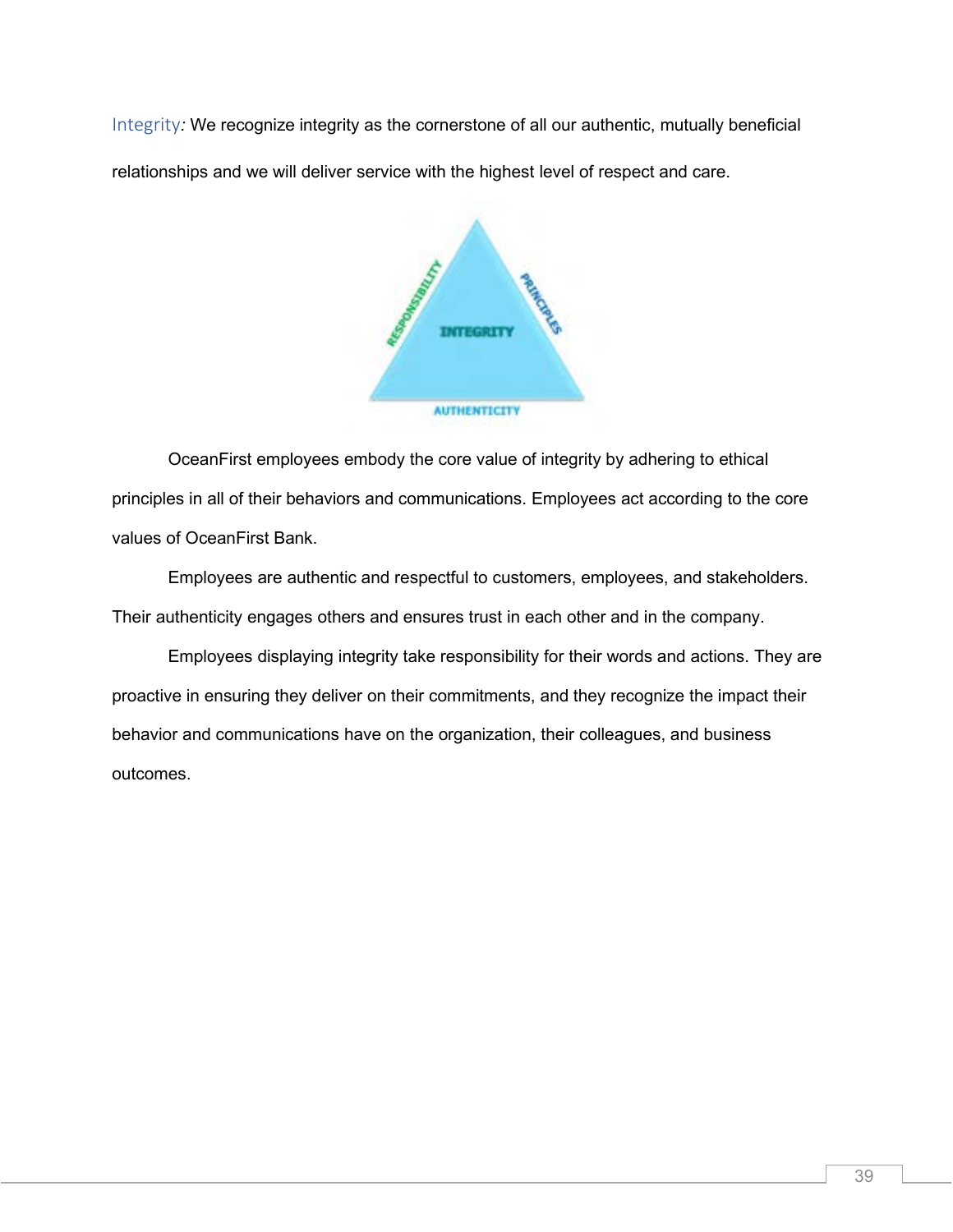Integrity*:* We recognize integrity as the cornerstone of all our authentic, mutually beneficial relationships and we will deliver service with the highest level of respect and care.

OceanFirst employees embody the core value of integrity by adhering to ethical principles in all of their behaviors and communications. Employees act according to the core values of OceanFirst Bank.

Employees are authentic and respectful to customers, employees, and stakeholders. Their authenticity engages others and ensures trust in each other and in the company.

Employees displaying integrity take responsibility for their words and actions. They are proactive in ensuring they deliver on their commitments, and they recognize the impact their behavior and communications have on the organization, their colleagues, and business outcomes.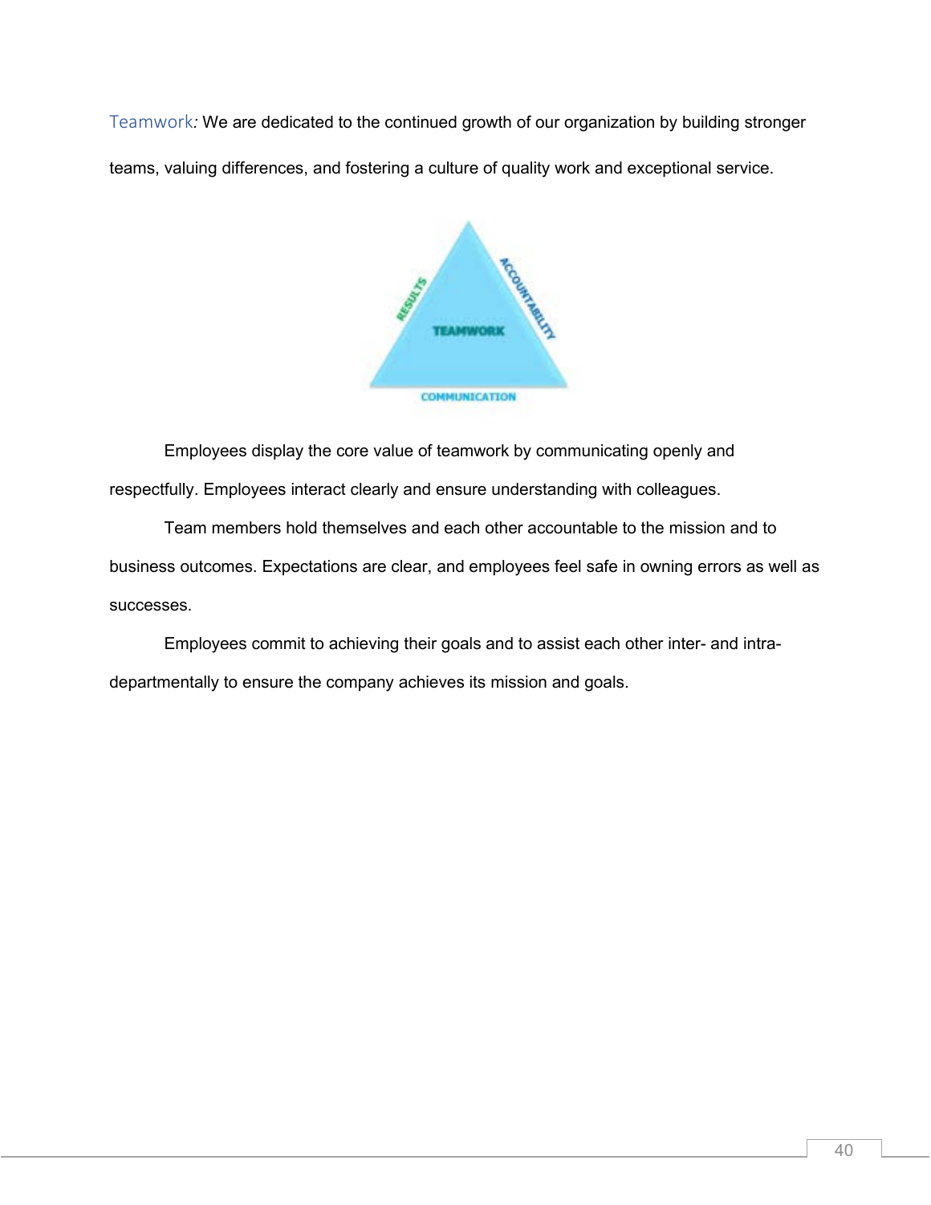Teamwork*:* We are dedicated to the continued growth of our organization by building stronger teams, valuing differences, and fostering a culture of quality work and exceptional service.

Employees display the core value of teamwork by communicating openly and respectfully. Employees interact clearly and ensure understanding with colleagues.

Team members hold themselves and each other accountable to the mission and to business outcomes. Expectations are clear, and employees feel safe in owning errors as well as successes.

Employees commit to achieving their goals and to assist each other inter- and intra-departmentally to ensure the company achieves its mission and goals.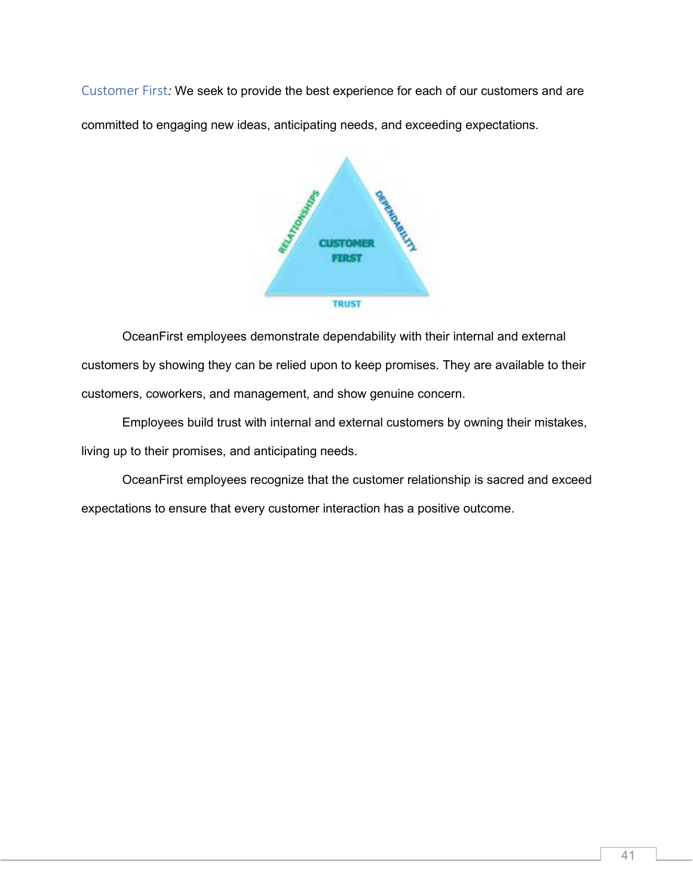Customer First*:* We seek to provide the best experience for each of our customers and are committed to engaging new ideas, anticipating needs, and exceeding expectations.

RELATIONSHIPS

DEPENDABILITY

CUSTOMER FIRST

TRUST

OceanFirst employees demonstrate dependability with their internal and external customers by showing they can be relied upon to keep promises. They are available to their customers, coworkers, and management, and show genuine concern.

Employees build trust with internal and external customers by owning their mistakes, living up to their promises, and anticipating needs.

OceanFirst employees recognize that the customer relationship is sacred and exceed expectations to ensure that every customer interaction has a positive outcome.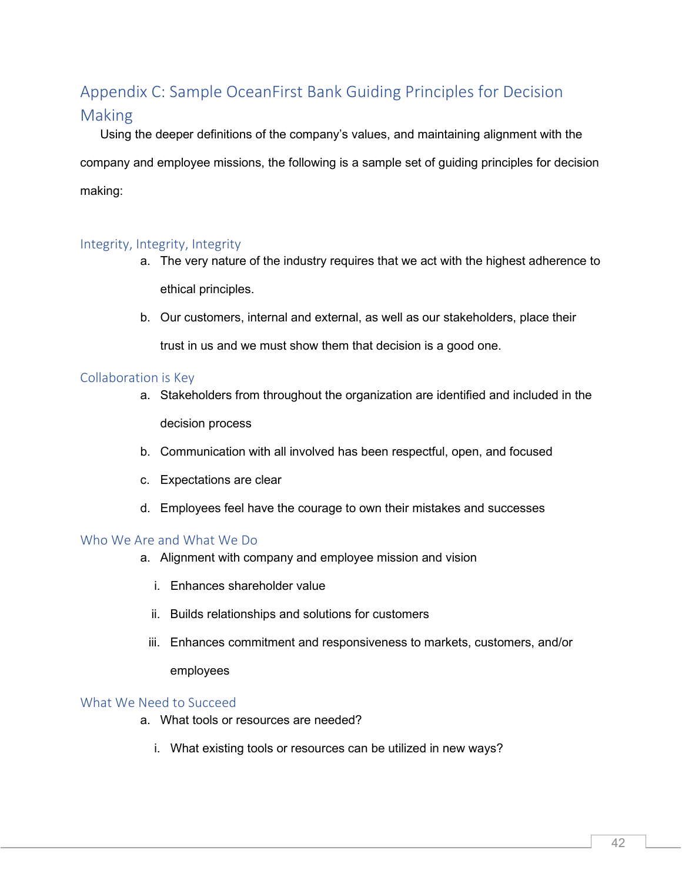# Appendix C: Sample OceanFirst Bank Guiding Principles for Decision Making

Using the deeper definitions of the company's values, and maintaining alignment with the company and employee missions, the following is a sample set of guiding principles for decision making:

## Integrity, Integrity, Integrity

a. The very nature of the industry requires that we act with the highest adherence to ethical principles.

b. Our customers, internal and external, as well as our stakeholders, place their trust in us and we must show them that decision is a good one.

## Collaboration is Key

a. Stakeholders from throughout the organization are identified and included in the decision process

b. Communication with all involved has been respectful, open, and focused

c. Expectations are clear

d. Employees feel have the courage to own their mistakes and successes

## Who We Are and What We Do

a. Alignment with company and employee mission and vision

   i. Enhances shareholder value

   ii. Builds relationships and solutions for customers

   iii. Enhances commitment and responsiveness to markets, customers, and/or employees

## What We Need to Succeed

a. What tools or resources are needed?

   i. What existing tools or resources can be utilized in new ways?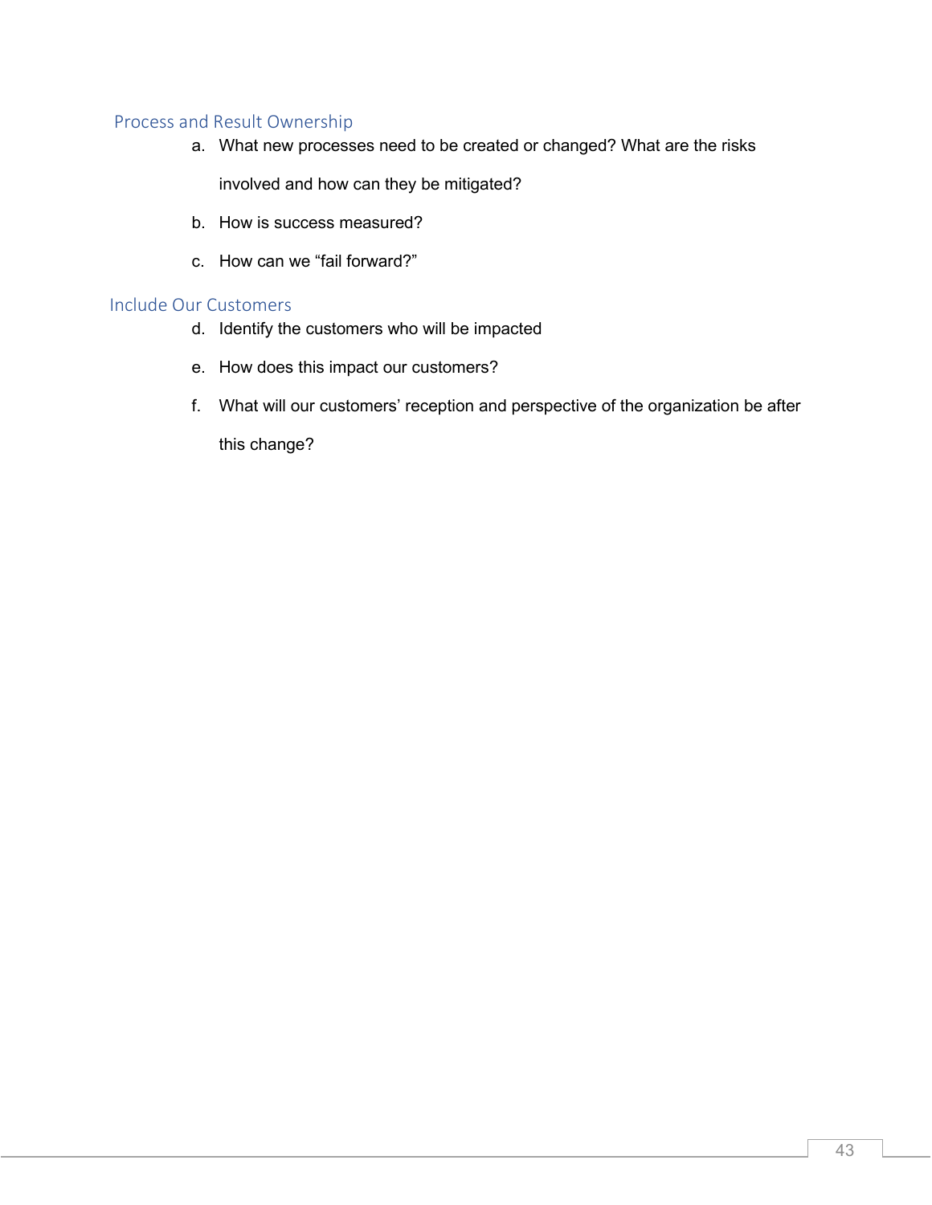### Process and Result Ownership

a. What new processes need to be created or changed? What are the risks involved and how can they be mitigated?

b. How is success measured?

c. How can we "fail forward?"

### Include Our Customers

d. Identify the customers who will be impacted

e. How does this impact our customers?

f. What will our customers' reception and perspective of the organization be after this change?